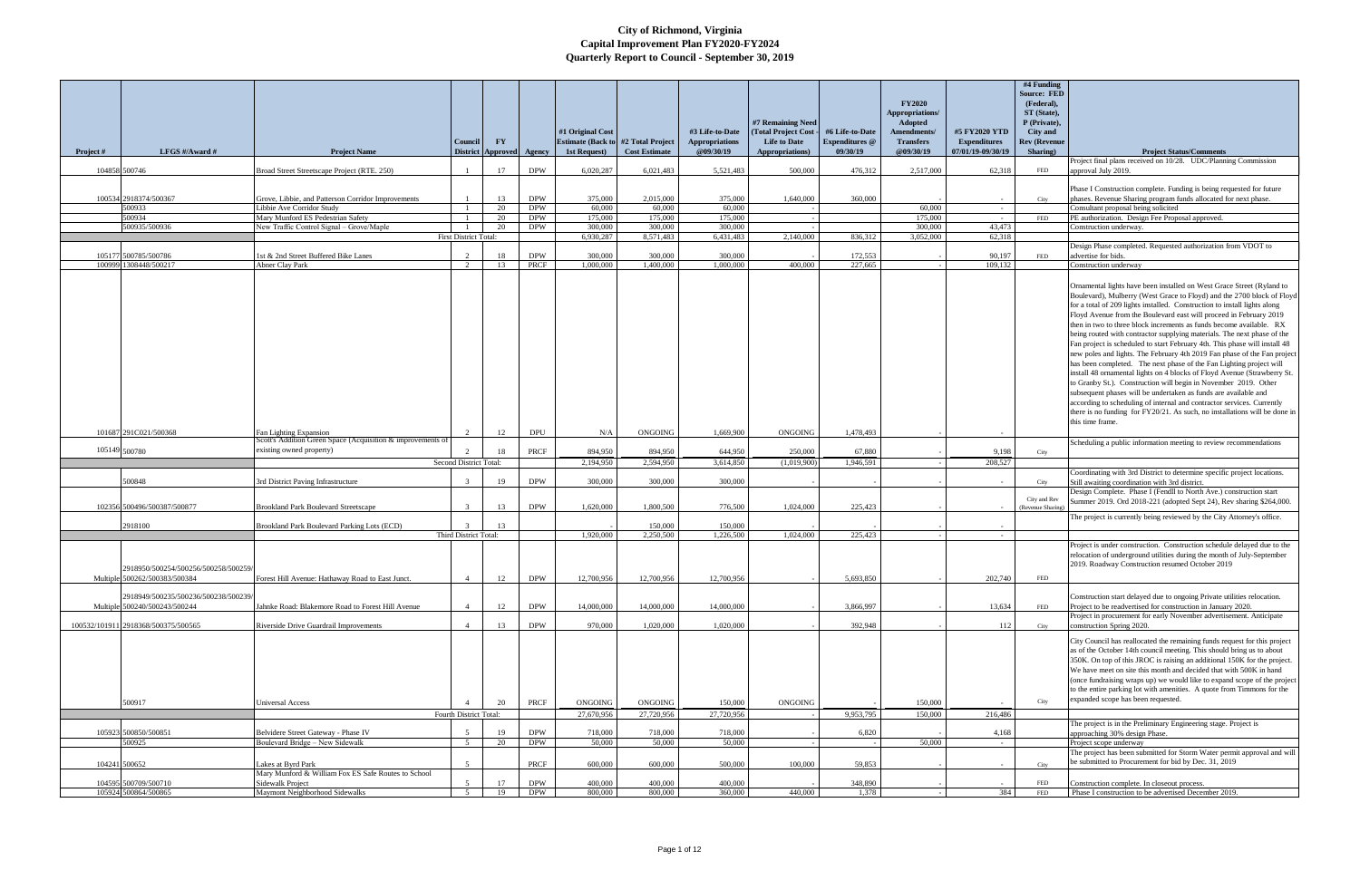# City of Richmond, Virginia
## Capital Improvement Plan FY2020-FY2024
## Quarterly Report to Council - September 30, 2019

| Project # | LFGS #/Award # | Project Name | Council District | FY Approved | Agency | #1 Original Cost Estimate (Back to 1st Request) | #2 Total Project Cost Estimate | #3 Life-to-Date Appropriations @09/30/19 | #7 Remaining Need (Total Project Cost - Life to Date Appropriations) | #6 Life-to-Date Expenditures @ 09/30/19 | FY2020 Appropriations/ Adopted Amendments/ Transfers @09/30/19 | #5 FY2020 YTD Expenditures 07/01/19-09/30/19 | #4 Funding Source: FED (Federal), ST (State), P (Private), City and Rev (Revenue Sharing) | Project Status/Comments |
|---|---|---|---|---|---|---|---|---|---|---|---|---|---|---|
| 104858 | 500746 | Broad Street Streetscape Project (RTE. 250) | 1 | 17 | DPW | 6,020,287 | 6,021,483 | 5,521,483 | 500,000 | 476,312 | 2,517,000 | 62,318 | FED | Project final plans received on 10/28. UDC/Planning Commission approval July 2019. |
| 100534 | 2918374/500367 | Grove, Libbie, and Patterson Corridor Improvements | 1 | 13 | DPW | 375,000 | 2,015,000 | 375,000 | 1,640,000 | 360,000 | - | - | City | Phase I Construction complete. Funding is being requested for future phases. Revenue Sharing program funds allocated for next phase. |
| | 500933 | Libbie Ave Corridor Study | 1 | 20 | DPW | 60,000 | 60,000 | 60,000 | - | | 60,000 | - | | Consultant proposal being solicited |
| | 500934 | Mary Munford ES Pedestrian Safety | 1 | 20 | DPW | 175,000 | 175,000 | 175,000 | - | | 175,000 | - | FED | PE authorization. Design Fee Proposal approved. |
| | 500935/500936 | New Traffic Control Signal – Grove/Maple | 1 | 20 | DPW | 300,000 | 300,000 | 300,000 | - | | 300,000 | 43,473 | | Construction underway. |
| | | First District Total: | | | | 6,930,287 | 8,571,483 | 6,431,483 | 2,140,000 | 836,312 | 3,052,000 | 62,318 | | |
| 105177 | 500785/500786 | 1st & 2nd Street Buffered Bike Lanes | 2 | 18 | DPW | 300,000 | 300,000 | 300,000 | - | 172,553 | - | 90,197 | FED | Design Phase completed. Requested authorization from VDOT to advertise for bids. |
| 100999 | 1308448/500217 | Abner Clay Park | 2 | 13 | PRCF | 1,000,000 | 1,400,000 | 1,000,000 | 400,000 | 227,665 | - | 109,132 | | Construction underway |
| 101687 | 291C021/500368 | Fan Lighting Expansion | 2 | 12 | DPU | N/A | ONGOING | 1,669,900 | ONGOING | 1,478,493 | - | - | | Ornamental lights have been installed on West Grace Street (Ryland to Boulevard), Mulberry (West Grace to Floyd) and the 2700 block of Floyd for a total of 209 lights installed. Construction to install lights along Floyd Avenue from the Boulevard east will proceed in February 2019 then in two to three block increments as funds become available. RX being routed with contractor supplying materials. The next phase of the Fan project is scheduled to start February 4th. This phase will install 48 new poles and lights. The February 4th 2019 Fan phase of the Fan project has been completed. The next phase of the Fan Lighting project will install 48 ornamental lights on 4 blocks of Floyd Avenue (Strawberry St. to Granby St.). Construction will begin in November 2019. Other subsequent phases will be undertaken as funds are available and according to scheduling of internal and contractor services. Currently there is no funding for FY20/21. As such, no installations will be done in this time frame. |
| 105149 | 500780 | Scott's Addition Green Space (Acquisition & improvements of existing owned property) | 2 | 18 | PRCF | 894,950 | 894,950 | 644,950 | 250,000 | 67,880 | - | 9,198 | City | Scheduling a public information meeting to review recommendations |
| | | Second District Total: | | | | 2,194,950 | 2,594,950 | 3,614,850 | (1,019,900) | 1,946,591 | - | 208,527 | | |
| | 500848 | 3rd District Paving Infrastructure | 3 | 19 | DPW | 300,000 | 300,000 | 300,000 | - | - | - | - | City | Coordinating with 3rd District to determine specific project locations. Still awaiting coordination with 3rd district. |
| 102356 | 500496/500387/500877 | Brookland Park Boulevard Streetscape | 3 | 13 | DPW | 1,620,000 | 1,800,500 | 776,500 | 1,024,000 | 225,423 | - | - | City and Rev (Revenue Sharing) | Design Complete. Phase I (Fendll to North Ave.) construction start Summer 2019. Ord 2018-221 (adopted Sept 24), Rev sharing $264,000. |
| | 2918100 | Brookland Park Boulevard Parking Lots (ECD) | 3 | 13 | | - | 150,000 | 150,000 | - | - | - | - | | The project is currently being reviewed by the City Attorney's office. |
| | | Third District Total: | | | | 1,920,000 | 2,250,500 | 1,226,500 | 1,024,000 | 225,423 | - | - | | |
| Multiple | 2918950/500254/500256/500258/500259/500262/500383/500384 | Forest Hill Avenue: Hathaway Road to East Junct. | 4 | 12 | DPW | 12,700,956 | 12,700,956 | 12,700,956 | - | 5,693,850 | - | 202,740 | FED | Project is under construction. Construction schedule delayed due to the relocation of underground utilities during the month of July-September 2019. Roadway Construction resumed October 2019 |
| Multiple | 2918949/500235/500236/500238/500239/500240/500243/500244 | Jahnke Road: Blakemore Road to Forest Hill Avenue | 4 | 12 | DPW | 14,000,000 | 14,000,000 | 14,000,000 | - | 3,866,997 | - | 13,634 | FED | Construction start delayed due to ongoing Private utilities relocation. Project to be readvertised for construction in January 2020. |
| 100532/101911 | 2918368/500375/500565 | Riverside Drive Guardrail Improvements | 4 | 13 | DPW | 970,000 | 1,020,000 | 1,020,000 | - | 392,948 | - | 112 | City | Project in procurement for early November advertisement. Anticipate construction Spring 2020. |
| | 500917 | Universal Access | 4 | 20 | PRCF | ONGOING | ONGOING | 150,000 | ONGOING | - | 150,000 | - | City | City Council has reallocated the remaining funds request for this project as of the October 14th council meeting. This should bring us to about 350K. On top of this JROC is raising an additional 150K for the project. We have meet on site this month and decided that with 500K in hand (once fundraising wraps up) we would like to expand scope of the project to the entire parking lot with amenities. A quote from Timmons for the expanded scope has been requested. |
| | | Fourth District Total: | | | | 27,670,956 | 27,720,956 | 27,720,956 | - | 9,953,795 | 150,000 | 216,486 | | |
| 105923 | 500850/500851 | Belvidere Street Gateway - Phase IV | 5 | 19 | DPW | 718,000 | 718,000 | 718,000 | - | 6,820 | - | 4,168 | | The project is in the Preliminary Engineering stage. Project is approaching 30% design Phase. |
| | 500925 | Boulevard Bridge – New Sidewalk | 5 | 20 | DPW | 50,000 | 50,000 | 50,000 | - | - | 50,000 | - | | Project scope underway |
| 104241 | 500652 | Lakes at Byrd Park | 5 | | PRCF | 600,000 | 600,000 | 500,000 | 100,000 | 59,853 | - | - | City | The project has been submitted for Storm Water permit approval and will be submitted to Procurement for bid by Dec. 31, 2019 |
| 104595 | 500709/500710 | Mary Munford & William Fox ES Safe Routes to School Sidewalk Project | 5 | 17 | DPW | 400,000 | 400,000 | 400,000 | - | 348,890 | - | - | FED | Construction complete. In closeout process. |
| 105924 | 500864/500865 | Maymont Neighborhood Sidewalks | 5 | 19 | DPW | 800,000 | 800,000 | 360,000 | 440,000 | 1,378 | - | 384 | FED | Phase I construction to be advertised December 2019. |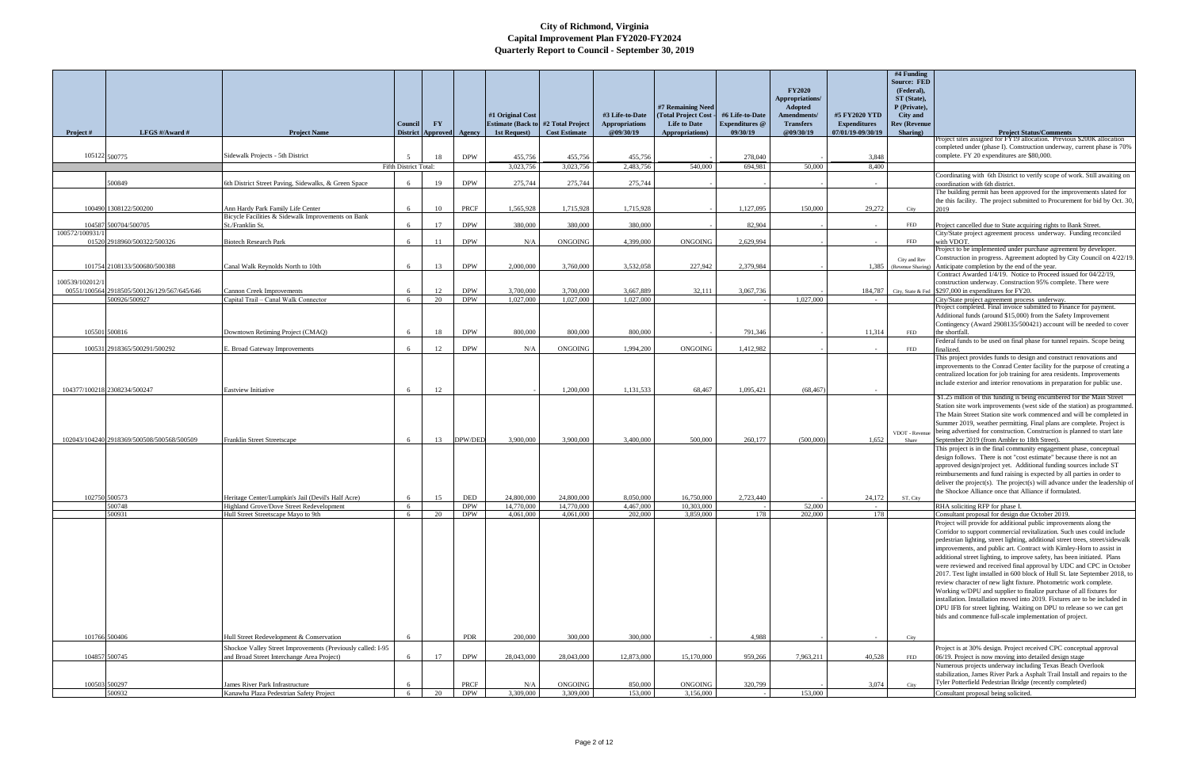# City of Richmond, Virginia
## Capital Improvement Plan FY2020-FY2024
## Quarterly Report to Council - September 30, 2019

| Project # | LFGS #/Award # | Project Name | Council District | FY Approved | Agency | #1 Original Cost Estimate (Back to 1st Request) | #2 Total Project Cost Estimate | #3 Life-to-Date Appropriations @09/30/19 | #7 Remaining Need (Total Project Cost - Life to Date Appropriations) | #6 Life-to-Date Expenditures @ 09/30/19 | FY2020 Appropriations/ Adopted Amendments/ Transfers @09/30/19 | #5 FY2020 YTD Expenditures 07/01/19-09/30/19 | #4 Funding Source: FED (Federal), ST (State), P (Private), City and Rev (Revenue Sharing) | Project Status/Comments |
|---|---|---|---|---|---|---|---|---|---|---|---|---|---|---|
| 105122 | 500775 | Sidewalk Projects - 5th District | 5 | 18 | DPW | 455,756 | 455,756 | 455,756 | - | 278,040 | - | 3,848 | | Project sites assigned for FY19 allocation. Previous $200K allocation completed under (phase I). Construction underway, current phase is 70% complete. FY 20 expenditures are $80,000. |
| | | Fifth District Total: | | | | 3,023,756 | 3,023,756 | 2,483,756 | 540,000 | 694,981 | 50,000 | 8,400 | | |
| | 500849 | 6th District Street Paving, Sidewalks, & Green Space | 6 | 19 | DPW | 275,744 | 275,744 | 275,744 | | - | - | - | | Coordinating with 6th District to verify scope of work. Still awaiting on coordination with 6th district. |
| 100490 | 1308122/500200 | Ann Hardy Park Family Life Center | 6 | 10 | PRCF | 1,565,928 | 1,715,928 | 1,715,928 | - | 1,127,095 | 150,000 | 29,272 | City | The building permit has been approved for the improvements slated for the this facility. The project submitted to Procurement for bid by Oct. 30, 2019 |
| 104587 | 500704/500705 | Bicycle Facilities & Sidewalk Improvements on Bank St./Franklin St. | 6 | 17 | DPW | 380,000 | 380,000 | 380,000 | - | 82,904 | - | - | FED | Project cancelled due to State acquiring rights to Bank Street. |
| 100572/100931/101520 | 2918960/500322/500326 | Biotech Research Park | 6 | 11 | DPW | N/A | ONGOING | 4,399,000 | ONGOING | 2,629,994 | - | - | FED | City/State project agreement process underway. Funding reconciled with VDOT. |
| 101754 | 2108133/500680/500388 | Canal Walk Reynolds North to 10th | 6 | 13 | DPW | 2,000,000 | 3,760,000 | 3,532,058 | 227,942 | 2,379,984 | - | 1,385 | City and Rev (Revenue Sharing) | Project to be implemented under purchase agreement by developer. Construction in progress. Agreement adopted by City Council on 4/22/19. Anticipate completion by the end of the year. |
| 100539/102012/100551/100564 | 2918505/500126/129/567/645/646 | Cannon Creek Improvements | 6 | 12 | DPW | 3,700,000 | 3,700,000 | 3,667,889 | 32,111 | 3,067,736 | - | 184,787 | City, State & Fed | Contract Awarded 1/4/19. Notice to Proceed issued for 04/22/19, construction underway. Construction 95% complete. There were $297,000 in expenditures for FY20. |
| | 500926/500927 | Capital Trail – Canal Walk Connector | 6 | 20 | DPW | 1,027,000 | 1,027,000 | 1,027,000 | | - | 1,027,000 | - | | City/State project agreement process underway. |
| 105501 | 500816 | Downtown Retiming Project (CMAQ) | 6 | 18 | DPW | 800,000 | 800,000 | 800,000 | - | 791,346 | - | 11,314 | FED | Project completed. Final invoice submitted to Finance for payment. Additional funds (around $15,000) from the Safety Improvement Contingency (Award 2908135/500421) account will be needed to cover the shortfall. |
| 100531 | 2918365/500291/500292 | E. Broad Gateway Improvements | 6 | 12 | DPW | N/A | ONGOING | 1,994,200 | ONGOING | 1,412,982 | - | - | FED | Federal funds to be used on final phase for tunnel repairs. Scope being finalized. |
| 104377/100218 | 2308234/500247 | Eastview Initiative | 6 | 12 | | - | 1,200,000 | 1,131,533 | 68,467 | 1,095,421 | (68,467) | - | | This project provides funds to design and construct renovations and improvements to the Conrad Center facility for the purpose of creating a centralized location for job training for area residents. Improvements include exterior and interior renovations in preparation for public use. |
| 102043/104240 | 2918369/500508/500568/500509 | Franklin Street Streetscape | 6 | 13 | DPW/DED | 3,900,000 | 3,900,000 | 3,400,000 | 500,000 | 260,177 | (500,000) | 1,652 | VDOT - Revenue Share | $1.25 million of this funding is being encumbered for the Main Street Station site work improvements (west side of the station) as programmed. The Main Street Station site work commenced and will be completed in Summer 2019, weather permitting. Final plans are complete. Project is being advertised for construction. Construction is planned to start late September 2019 (from Ambler to 18th Street). |
| 102750 | 500573 | Heritage Center/Lumpkin's Jail (Devil's Half Acre) | 6 | 15 | DED | 24,800,000 | 24,800,000 | 8,050,000 | 16,750,000 | 2,723,440 | - | 24,172 | ST, City | This project is in the final community engagement phase, conceptual design follows. There is not "cost estimate" because there is not an approved design/project yet. Additional funding sources include ST reimbursements and fund raising is expected by all parties in order to deliver the project(s). The project(s) will advance under the leadership of the Shockoe Alliance once that Alliance if formulated. |
| | 500748 | Highland Grove/Dove Street Redevelopment | 6 | | DPW | 14,770,000 | 14,770,000 | 4,467,000 | 10,303,000 | - | 52,000 | - | | RHA soliciting RFP for phase I. |
| | 500931 | Hull Street Streetscape Mayo to 9th | 6 | 20 | DPW | 4,061,000 | 4,061,000 | 202,000 | 3,859,000 | 178 | 202,000 | 178 | | Consultant proposal for design due October 2019. |
| 101766 | 500406 | Hull Street Redevelopment & Conservation | 6 | | PDR | 200,000 | 300,000 | 300,000 | - | 4,988 | - | - | City | Project will provide for additional public improvements along the Corridor to support commercial revitalization. Such uses could include pedestrian lighting, street lighting, additional street trees, street/sidewalk improvements, and public art. Contract with Kimley-Horn to assist in additional street lighting, to improve safety, has been initiated. Plans were reviewed and received final approval by UDC and CPC in October 2017. Test light installed in 600 block of Hull St. late September 2018, to review character of new light fixture. Photometric work complete. Working w/DPU and supplier to finalize purchase of all fixtures for installation. Installation moved into 2019. Fixtures are to be included in DPU IFB for street lighting. Waiting on DPU to release so we can get bids and commence full-scale implementation of project. |
| 104857 | 500745 | Shockoe Valley Street Improvements (Previously called: I-95 and Broad Street Interchange Area Project) | 6 | 17 | DPW | 28,043,000 | 28,043,000 | 12,873,000 | 15,170,000 | 959,266 | 7,963,211 | 40,528 | FED | Project is at 30% design. Project received CPC conceptual approval 06/19. Project is now moving into detailed design stage |
| 100503 | 500297 | James River Park Infrastructure | 6 | | PRCF | N/A | ONGOING | 850,000 | ONGOING | 320,799 | - | 3,074 | City | Numerous projects underway including Texas Beach Overlook stabilization, James River Park a Asphalt Trail Install and repairs to the Tyler Potterfield Pedestrian Bridge (recently completed) |
| | 500932 | Kanawha Plaza Pedestrian Safety Project | 6 | 20 | DPW | 3,309,000 | 3,309,000 | 153,000 | 3,156,000 | - | 153,000 | | | Consultant proposal being solicited. |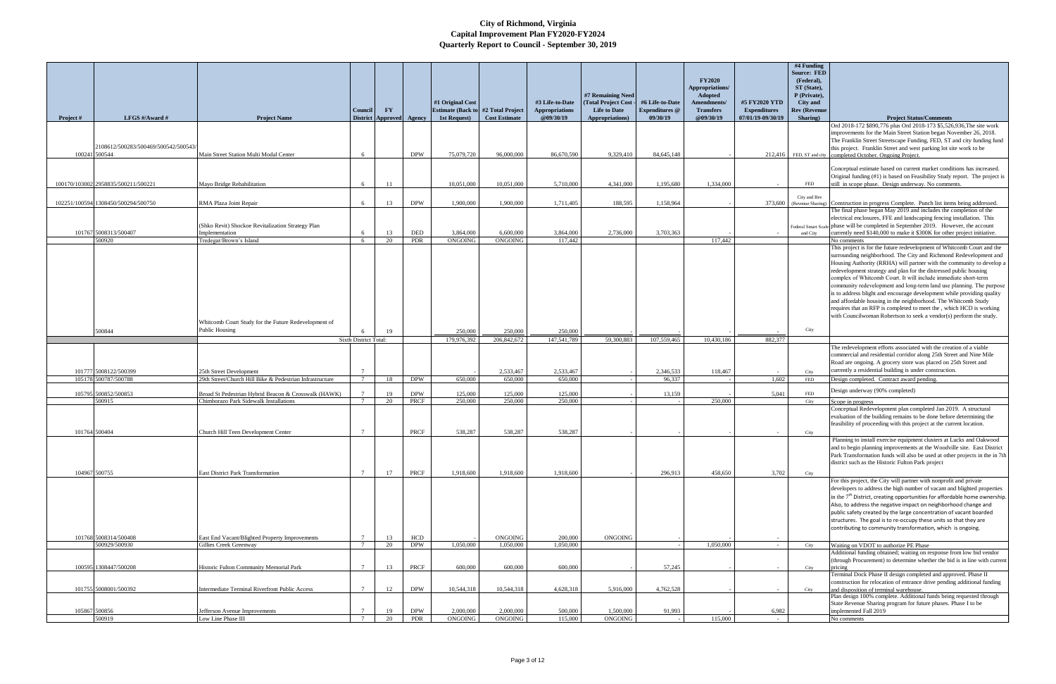# City of Richmond, Virginia
## Capital Improvement Plan FY2020-FY2024
## Quarterly Report to Council - September 30, 2019

| Project # | LFGS #/Award # | Project Name | Council District | FY Approved | Agency | #1 Original Cost Estimate (Back to 1st Request) | #2 Total Project Cost Estimate | #3 Life-to-Date Appropriations @09/30/19 | #7 Remaining Need (Total Project Cost - Life to Date Appropriations) | #6 Life-to-Date Expenditures @ 09/30/19 | FY2020 Appropriations/ Adopted Amendments/ Transfers @09/30/19 | #5 FY2020 YTD Expenditures 07/01/19-09/30/19 | #4 Funding Source: FED (Federal), ST (State), P (Private), City and Rev (Revenue Sharing) | Project Status/Comments |
|---|---|---|---|---|---|---|---|---|---|---|---|---|---|---|
| 100241 | 2108612/500283/500469/500542/500543/500544 | Main Street Station Multi Modal Center | 6 | | DPW | 75,079,720 | 96,000,000 | 86,670,590 | 9,329,410 | 84,645,148 | - | 212,416 | FED, ST and city | Ord 2018-172 $890,776 plus Ord 2018-173 $5,526,936,The site work improvements for the Main Street Station began November 26, 2018. The Franklin Street Streetscape Funding, FED, ST and city funding fund this project. Franklin Street and west parking lot site work to be completed October. Ongoing Project. |
| 100170/103002 | 2958835/500211/500221 | Mayo Bridge Rehabilitation | 6 | 11 | | 10,051,000 | 10,051,000 | 5,710,000 | 4,341,000 | 1,195,680 | 1,334,000 | - | FED | Conceptual estimate based on current market conditions has increased. Original funding (#1) is based on Feasibility Study report. The project is still in scope phase. Design underway. No comments. |
| 102251/100594 | 1308450/500294/500750 | RMA Plaza Joint Repair | 6 | 13 | DPW | 1,900,000 | 1,900,000 | 1,711,405 | 188,595 | 1,158,964 | - | 373,600 | City and Rev (Revenue Sharing) | Construction in progress Complete. Punch list items being addressed. |
| 101767 | 5008313/500407 | (Shko Revit) Shockoe Revitalization Strategy Plan Implementation | 6 | 13 | DED | 3,864,000 | 6,600,000 | 3,864,000 | 2,736,000 | 3,703,363 | - | - | Federal Smart Scale and City | The final phase began May 2019 and includes the completion of the electrical enclosures, FFE and landscaping fencing installation. This phase will be completed in September 2019. However, the account currently need $140,000 to make it $300K for other project initiative. |
| | 500920 | Tredegar/Brown's Island | 6 | 20 | PDR | ONGOING | ONGOING | 117,442 | | | 117,442 | | | No comments |
| | 500844 | Whitcomb Court Study for the Future Redevelopment of Public Housing | 6 | 19 | | 250,000 | 250,000 | 250,000 | - | - | - | - | City | This project is for the future redevelopment of Whitcomb Court and the surrounding neighborhood. The City and Richmond Redevelopment and Housing Authority (RRHA) will partner with the community to develop a redevelopment strategy and plan for the distressed public housing complex of Whitcomb Court. It will include immediate short-term community redevelopment and long-term land use planning. The purpose is to address blight and encourage development while providing quality and affordable housing in the neighborhood. The Whitcomb Study requires that an RFP is completed to meet the , which HCD is working with Councilwoman Robertson to seek a vendor(s) perform the study. |
| | | | Sixth District Total: | | | 179,976,392 | 206,842,672 | 147,541,789 | 59,300,883 | 107,559,465 | 10,430,186 | 882,377 | | |
| 101777 | 5008122/500399 | 25th Street Development | 7 | | | - | 2,533,467 | 2,533,467 | - | 2,346,533 | 118,467 | - | City | The redevelopment efforts associated with the creation of a viable commercial and residential corridor along 25th Street and Nine Mile Road are ongoing. A grocery store was placed on 25th Street and currently a residential building is under construction. |
| 105178 | 500787/500788 | 29th Street/Church Hill Bike & Pedestrian Infrastructure | 7 | 18 | DPW | 650,000 | 650,000 | 650,000 | - | 96,337 | - | 1,602 | FED | Design completed. Contract award pending. |
| 105795 | 500852/500853 | Broad St Pedestrian Hybrid Beacon & Crosswalk (HAWK) | 7 | 19 | DPW | 125,000 | 125,000 | 125,000 | - | 13,159 | - | 5,041 | FED | Design underway (90% completed) |
| | 500915 | Chimborazo Park Sidewalk Installations | 7 | 20 | PRCF | 250,000 | 250,000 | 250,000 | - | - | 250,000 | | City | Scope in progress |
| 101764 | 500404 | Church Hill Teen Development Center | 7 | | PRCF | 538,287 | 538,287 | 538,287 | - | - | - | - | City | Conceptual Redevelopment plan completed Jan 2019. A structural evaluation of the building remains to be done before determining the feasibility of proceeding with this project at the current location. |
| 104967 | 500755 | East District Park Transformation | 7 | 17 | PRCF | 1,918,600 | 1,918,600 | 1,918,600 | - | 296,913 | 458,650 | 3,702 | City | Planning to install exercise equipment clusters at Lucks and Oakwood and to begin planning improvements at the Woodville site. East District Park Transformation funds will also be used at other projects in the 7th district such as the Historic Fulton Park project |
| 101768 | 5008314/500408 | East End Vacant/Blighted Property Improvements | 7 | 13 | HCD | - | ONGOING | 200,000 | ONGOING | - | - | - | | For this project, the City will partner with nonprofit and private developers to address the high number of vacant and blighted properties in the 7[th] District, creating opportunities for affordable home ownership. Also, to address the negative impact on neighborhood change and public safety created by the large concentration of vacant boarded structures. The goal is to re-occupy these units so that they are contributing to community transformation, which is ongoing. |
| | 500929/500930 | Gillies Creek Greenway | 7 | 20 | DPW | 1,050,000 | 1,050,000 | 1,050,000 | | - | 1,050,000 | - | City | Waiting on VDOT to authorize PE Phase |
| 100595 | 1308447/500208 | Historic Fulton Community Memorial Park | 7 | 13 | PRCF | 600,000 | 600,000 | 600,000 | - | 57,245 | - | - | City | Additional funding obtained; waiting on response from low bid vendor (through Procurement) to determine whether the bid is in line with current pricing |
| 101755 | 5008001/500392 | Intermediate Terminal Riverfront Public Access | 7 | 12 | DPW | 10,544,318 | 10,544,318 | 4,628,318 | 5,916,000 | 4,762,528 | - | - | City | Terminal Dock Phase II design completed and approved. Phase II construction for relocation of entrance drive pending additional funding and disposition of terminal warehouse. |
| 105867 | 500856 | Jefferson Avenue Improvements | 7 | 19 | DPW | 2,000,000 | 2,000,000 | 500,000 | 1,500,000 | 91,993 | - | 6,982 | | Plan design 100% complete. Additional funds being requested through State Revenue Sharing program for future phases. Phase I to be implemented Fall 2019 |
| | 500919 | Low Line Phase III | 7 | 20 | PDR | ONGOING | ONGOING | 115,000 | ONGOING | - | 115,000 | - | | No comments |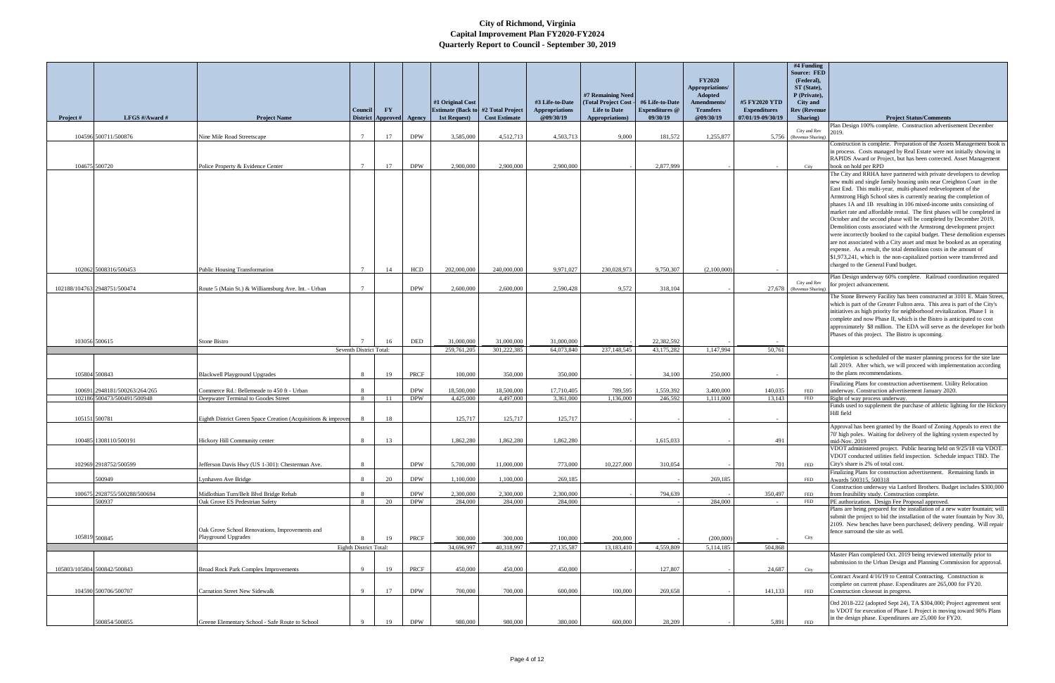# City of Richmond, Virginia
## Capital Improvement Plan FY2020-FY2024
### Quarterly Report to Council - September 30, 2019

| Project # | LFGS #/Award # | Project Name | Council District | FY Approved | Agency | #1 Original Cost Estimate (Back to 1st Request) | #2 Total Project Cost Estimate | #3 Life-to-Date Appropriations @09/30/19 | #7 Remaining Need (Total Project Cost - Life to Date Appropriations) | #6 Life-to-Date Expenditures @ 09/30/19 | FY2020 Appropriations/ Adopted Amendments/ Transfers @09/30/19 | #5 FY2020 YTD Expenditures 07/01/19-09/30/19 | #4 Funding Source: FED (Federal), ST (State), P (Private), City and Rev (Revenue Sharing) | Project Status/Comments |
|---|---|---|---|---|---|---|---|---|---|---|---|---|---|---|
| 104596 | 500711/500876 | Nine Mile Road Streetscape | 7 | 17 | DPW | 3,585,000 | 4,512,713 | 4,503,713 | 9,000 | 181,572 | 1,255,877 | 5,756 | City and Rev (Revenue Sharing) | Plan Design 100% complete. Construction advertisement December 2019. |
| 104675 | 500720 | Police Property & Evidence Center | 7 | 17 | DPW | 2,900,000 | 2,900,000 | 2,900,000 | - | 2,877,999 | - | - | City | Construction is complete. Preparation of the Assets Management book is in process. Costs managed by Real Estate were not initially showing in RAPIDS Award or Project, but has been corrected. Asset Management book on hold per RPD |
| 102062 | 5008316/500453 | Public Housing Transformation | 7 | 14 | HCD | 202,000,000 | 240,000,000 | 9,971,027 | 230,028,973 | 9,750,307 | (2,100,000) | - | | The City and RRHA have partnered with private developers to develop new multi and single family housing units near Creighton Court in the East End. This multi-year, multi-phased redevelopment of the Armstrong High School sites is currently nearing the completion of phases 1A and 1B resulting in 106 mixed-income units consisting of market rate and affordable rental. The first phases will be completed in October and the second phase will be completed by December 2019. Demolition costs associated with the Armstrong development project were incorrectly booked to the capital budget. These demolition expenses are not associated with a City asset and must be booked as an operating expense. As a result, the total demolition costs in the amount of $1,973,241, which is the non-capitalized portion were transferred and charged to the General Fund budget. |
| 102188/104763 | 2948751/500474 | Route 5 (Main St.) & Williamsburg Ave. Int. - Urban | 7 | | DPW | 2,600,000 | 2,600,000 | 2,590,428 | 9,572 | 318,104 | - | 27,678 | City and Rev (Revenue Sharing) | Plan Design underway 60% complete. Railroad coordination required for project advancement. |
| 103056 | 500615 | Stone Bistro | 7 | 16 | DED | 31,000,000 | 31,000,000 | 31,000,000 | - | 22,382,592 | - | - | | The Stone Brewery Facility has been constructed at 3101 E. Main Street, which is part of the Greater Fulton area. This area is part of the City's initiatives as high priority for neighborhood revitalization. Phase I is complete and now Phase II, which is the Bistro is anticipated to cost approximately $8 million. The EDA will serve as the developer for both Phases of this project. The Bistro is upcoming. |
| | | Seventh District Total: | | | | 259,761,205 | 301,222,385 | 64,073,840 | 237,148,545 | 43,175,282 | 1,147,994 | 50,761 | | |
| 105804 | 500843 | Blackwell Playground Upgrades | 8 | 19 | PRCF | 100,000 | 350,000 | 350,000 | - | 34,100 | 250,000 | - | | Completion is scheduled of the master planning process for the site late fall 2019. After which, we will proceed with implementation according to the plans recommendations. |
| 100691 | 2948181/500263/264/265 | Commerce Rd.: Bellemeade to 450 ft - Urban | 8 | | DPW | 18,500,000 | 18,500,000 | 17,710,405 | 789,595 | 1,559,392 | 3,400,000 | 140,035 | FED | Finalizing Plans for construction advertisement. Utility Relocation underway. Construction advertisement January 2020. |
| 102186 | 500473/500491/500948 | Deepwater Terminal to Goodes Street | 8 | 11 | DPW | 4,425,000 | 4,497,000 | 3,361,000 | 1,136,000 | 246,592 | 1,111,000 | 13,143 | FED | Right of way process underway. |
| 105151 | 500781 | Eighth District Green Space Creation (Acquisitions & improvements) | 8 | 18 | | 125,717 | 125,717 | 125,717 | - | - | - | - | | Funds used to supplement the purchase of athletic lighting for the Hickory Hill field |
| 100485 | 1308110/500191 | Hickory Hill Community center | 8 | 13 | | 1,862,280 | 1,862,280 | 1,862,280 | - | 1,615,033 | - | 491 | | Approval has been granted by the Board of Zoning Appeals to erect the 70' high poles. Waiting for delivery of the lighting system expected by mid-Nov. 2019 |
| 102969 | 2918752/500599 | Jefferson Davis Hwy (US 1-301): Chesterman Ave. | 8 | | DPW | 5,700,000 | 11,000,000 | 773,000 | 10,227,000 | 310,054 | - | 701 | FED | VDOT administered project. Public hearing held on 9/25/18 via VDOT. VDOT conducted utilities field inspection. Schedule impact TBD. The City's share is 2% of total cost. |
| | 500949 | Lynhaven Ave Bridge | 8 | 20 | DPW | 1,100,000 | 1,100,000 | 269,185 | - | - | 269,185 | | FED | Finalizing Plans for construction advertisement. Remaining funds in Awards 500315, 500318 |
| 100675 | 2928755/500288/500694 | Midlothian Turn/Belt Blvd Bridge Rehab | 8 | | DPW | 2,300,000 | 2,300,000 | 2,300,000 | - | 794,639 | - | 350,497 | FED | Construction underway via Lanford Brothers. Budget includes $300,000 from feasibility study. Construction complete. |
| | 500937 | Oak Grove ES Pedestrian Safety | 8 | 20 | DPW | 284,000 | 284,000 | 284,000 | - | - | 284,000 | - | FED | PE authorization. Design Fee Proposal approved. |
| 105819 | 500845 | Oak Grove School Renovations, Improvements and Playground Upgrades | 8 | 19 | PRCF | 300,000 | 300,000 | 100,000 | 200,000 | - | (200,000) | - | City | Plans are being prepared for the installation of a new water fountain; will submit the project to bid the installation of the water fountain by Nov 30, 2109. New benches have been purchased; delivery pending. Will repair fence surround the site as well. |
| | | Eighth District Total: | | | | 34,696,997 | 40,318,997 | 27,135,587 | 13,183,410 | 4,559,809 | 5,114,185 | 504,868 | | |
| 105803/105804 | 500842/500843 | Broad Rock Park Complex Improvements | 9 | 19 | PRCF | 450,000 | 450,000 | 450,000 | - | 127,807 | - | 24,687 | City | Master Plan completed Oct. 2019 being reviewed internally prior to submission to the Urban Design and Planning Commission for approval. |
| 104590 | 500706/500707 | Carnation Street New Sidewalk | 9 | 17 | DPW | 700,000 | 700,000 | 600,000 | 100,000 | 269,658 | - | 141,133 | FED | Contract Award 4/16/19 to Central Contracting. Construction is complete on current phase. Expenditures are 265,000 for FY20. Construction closeout in progress. |
| | 500854/500855 | Greene Elementary School - Safe Route to School | 9 | 19 | DPW | 980,000 | 980,000 | 380,000 | 600,000 | 28,209 | - | 5,891 | FED | Ord 2018-222 (adopted Sept 24), TA $304,000; Project agreement sent to VDOT for execution of Phase I. Project is moving toward 90% Plans in the design phase. Expenditures are 25,000 for FY20. |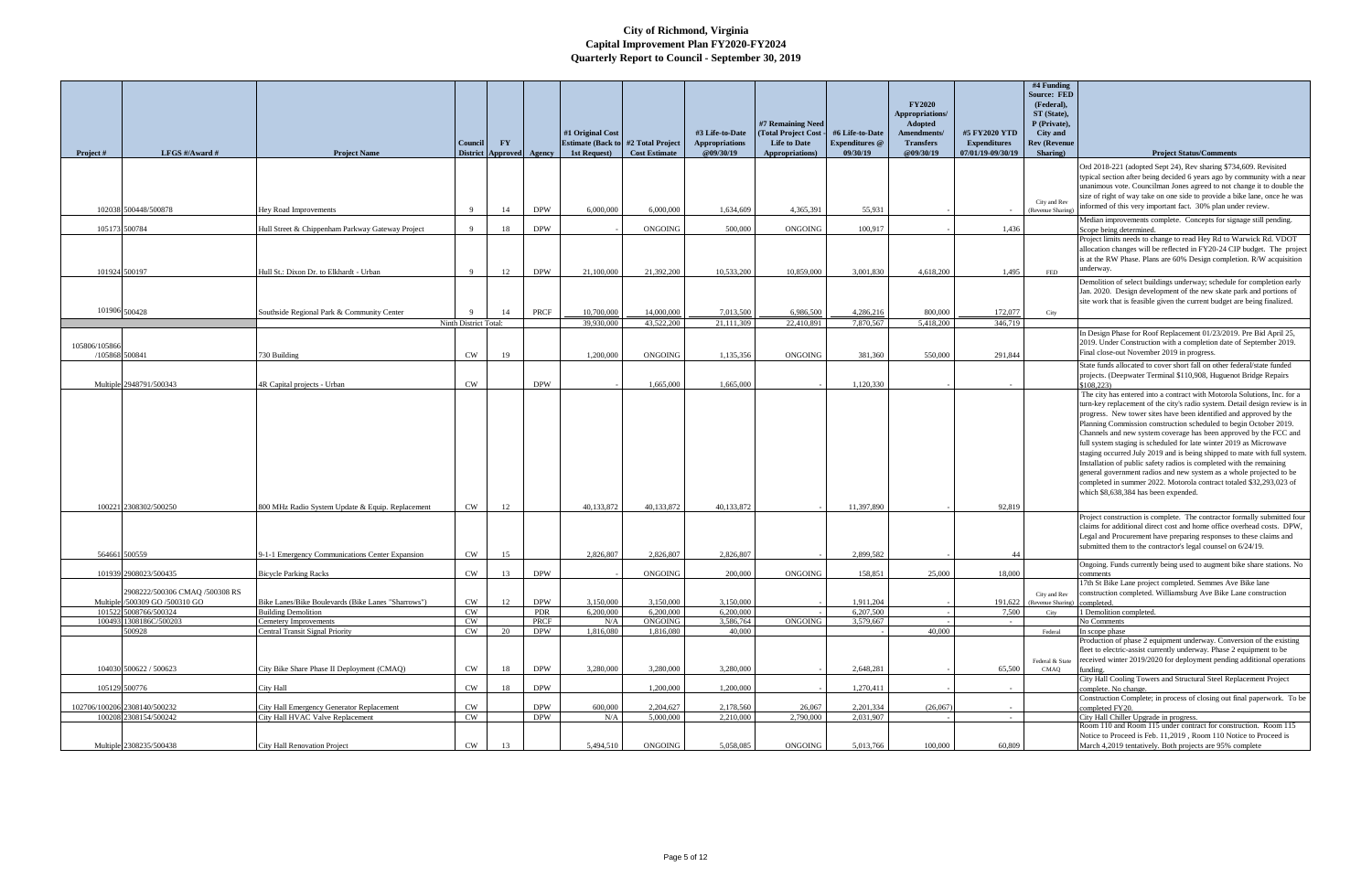# City of Richmond, Virginia
## Capital Improvement Plan FY2020-FY2024
### Quarterly Report to Council - September 30, 2019

| Project # | LFGS #/Award # | Project Name | Council District | FY Approved | Agency | #1 Original Cost Estimate (Back to 1st Request) | #2 Total Project Cost Estimate | #3 Life-to-Date Appropriations @09/30/19 | #7 Remaining Need (Total Project Cost - Life to Date Appropriations) | #6 Life-to-Date Expenditures @ 09/30/19 | FY2020 Appropriations/ Adopted Amendments/ Transfers @09/30/19 | #5 FY2020 YTD Expenditures 07/01/19-09/30/19 | #4 Funding Source: FED (Federal), ST (State), P (Private), City and Rev (Revenue Sharing) | Project Status/Comments |
|---|---|---|---|---|---|---|---|---|---|---|---|---|---|---|
| 102038 | 500448/500878 | Hey Road Improvements | 9 | 14 | DPW | 6,000,000 | 6,000,000 | 1,634,609 | 4,365,391 | 55,931 | - | - | City and Rev (Revenue Sharing) | Ord 2018-221 (adopted Sept 24), Rev sharing $734,609. Revisited typical section after being decided 6 years ago by community with a near unanimous vote. Councilman Jones agreed to not change it to double the size of right of way take on one side to provide a bike lane, once he was informed of this very important fact. 30% plan under review. |
| 105173 | 500784 | Hull Street & Chippenham Parkway Gateway Project | 9 | 18 | DPW | - | ONGOING | 500,000 | ONGOING | 100,917 | - | 1,436 | | Median improvements complete. Concepts for signage still pending. Scope being determined. |
| 101924 | 500197 | Hull St.: Dixon Dr. to Elkhardt - Urban | 9 | 12 | DPW | 21,100,000 | 21,392,200 | 10,533,200 | 10,859,000 | 3,001,830 | 4,618,200 | 1,495 | FED | Project limits needs to change to read Hey Rd to Warwick Rd. VDOT allocation changes will be reflected in FY20-24 CIP budget. The project is at the RW Phase. Plans are 60% Design completion. R/W acquisition underway. |
| 101906 | 500428 | Southside Regional Park & Community Center | 9 | 14 | PRCF | 10,700,000 | 14,000,000 | 7,013,500 | 6,986,500 | 4,286,216 | 800,000 | 172,077 | City | Demolition of select buildings underway; schedule for completion early Jan. 2020. Design development of the new skate park and portions of site work that is feasible given the current budget are being finalized. |
| | | Ninth District Total: | | | | 39,930,000 | 43,522,200 | 21,111,309 | 22,410,891 | 7,870,567 | 5,418,200 | 346,719 | | |
| 105806/105866 /105868 | 500841 | 730 Building | CW | 19 | | 1,200,000 | ONGOING | 1,135,356 | ONGOING | 381,360 | 550,000 | 291,844 | | In Design Phase for Roof Replacement 01/23/2019. Pre Bid April 25, 2019. Under Construction with a completion date of September 2019. Final close-out November 2019 in progress. |
| Multiple | 2948791/500343 | 4R Capital projects - Urban | CW | | DPW | - | 1,665,000 | 1,665,000 | - | 1,120,330 | - | - | | State funds allocated to cover short fall on other federal/state funded projects. (Deepwater Terminal $110,908, Huguenot Bridge Repairs $108,223) |
| 100221 | 2308302/500250 | 800 MHz Radio System Update & Equip. Replacement | CW | 12 | | 40,133,872 | 40,133,872 | 40,133,872 | - | 11,397,890 | - | 92,819 | | The city has entered into a contract with Motorola Solutions, Inc. for a turn-key replacement of the city's radio system. Detail design review is in progress. New tower sites have been identified and approved by the Planning Commission construction scheduled to begin October 2019. Channels and new system coverage has been approved by the FCC and full system staging is scheduled for late winter 2019 as Microwave staging occurred July 2019 and is being shipped to mate with full system. Installation of public safety radios is completed with the remaining general government radios and new system as a whole projected to be completed in summer 2022. Motorola contract totaled $32,293,023 of which $8,638,384 has been expended. |
| 564661 | 500559 | 9-1-1 Emergency Communications Center Expansion | CW | 15 | | 2,826,807 | 2,826,807 | 2,826,807 | - | 2,899,582 | - | 44 | | Project construction is complete. The contractor formally submitted four claims for additional direct cost and home office overhead costs. DPW, Legal and Procurement have preparing responses to these claims and submitted them to the contractor's legal counsel on 6/24/19. |
| 101939 | 2908023/500435 | Bicycle Parking Racks | CW | 13 | DPW | - | ONGOING | 200,000 | ONGOING | 158,851 | 25,000 | 18,000 | | Ongoing. Funds currently being used to augment bike share stations. No comments |
| Multiple | 2908222/500306 CMAQ /500308 RS 500309 GO /500310 GO | Bike Lanes/Bike Boulevards (Bike Lanes "Sharrows") | CW | 12 | DPW | 3,150,000 | 3,150,000 | 3,150,000 | - | 1,911,204 | - | 191,622 | City and Rev (Revenue Sharing) | 17th St Bike Lane project completed. Semmes Ave Bike lane construction completed. Williamsburg Ave Bike Lane construction completed. |
| 101522 | 500766/500324 | Building Demolition | CW | | PDR | 6,200,000 | 6,200,000 | 6,200,000 | - | 6,207,500 | - | 7,500 | City | 1 Demolition completed. |
| 100493 | 1308186C/500203 | Cemetery Improvements | CW | | PRCF | N/A | ONGOING | 3,586,764 | ONGOING | 3,579,667 | - | - | | No Comments |
| | 500928 | Central Transit Signal Priority | CW | 20 | DPW | 1,816,080 | 1,816,080 | 40,000 | | - | 40,000 | | Federal | In scope phase |
| 104030 | 500622 / 500623 | City Bike Share Phase II Deployment (CMAQ) | CW | 18 | DPW | 3,280,000 | 3,280,000 | 3,280,000 | - | 2,648,281 | - | 65,500 | Federal & State CMAQ | Production of phase 2 equipment underway. Conversion of the existing fleet to electric-assist currently underway. Phase 2 equipment to be received winter 2019/2020 for deployment pending additional operations funding. |
| 105129 | 500776 | City Hall | CW | 18 | DPW | | 1,200,000 | 1,200,000 | - | 1,270,411 | - | - | | City Hall Cooling Towers and Structural Steel Replacement Project complete. No change. |
| 102706/100206 | 2308140/500232 | City Hall Emergency Generator Replacement | CW | | DPW | 600,000 | 2,204,627 | 2,178,560 | 26,067 | 2,201,334 | (26,067) | - | | Construction Complete; in process of closing out final paperwork. To be completed FY20. |
| 100208 | 2308154/500242 | City Hall HVAC Valve Replacement | CW | | DPW | N/A | 5,000,000 | 2,210,000 | 2,790,000 | 2,031,907 | - | - | | City Hall Chiller Upgrade in progress. |
| Multiple | 2308235/500438 | City Hall Renovation Project | CW | 13 | | 5,494,510 | ONGOING | 5,058,085 | ONGOING | 5,013,766 | 100,000 | 60,809 | | Room 110 and Room 115 under contract for construction. Room 115 Notice to Proceed is Feb. 11,2019 , Room 110 Notice to Proceed is March 4,2019 tentatively. Both projects are 95% complete |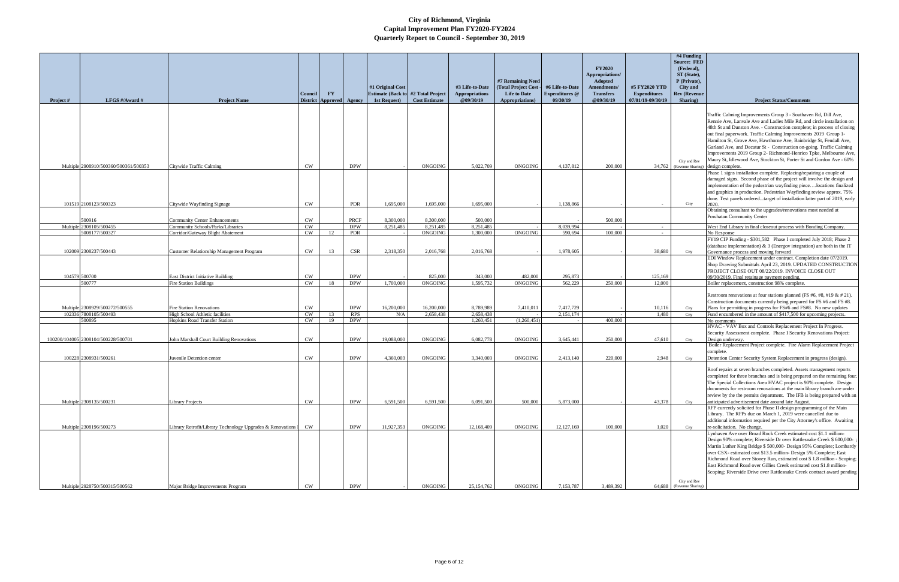# City of Richmond, Virginia
## Capital Improvement Plan FY2020-FY2024
### Quarterly Report to Council - September 30, 2019

| Project # | LFGS #/Award # | Project Name | Council District | FY Approved | Agency | #1 Original Cost Estimate (Back to 1st Request) | #2 Total Project Cost Estimate | #3 Life-to-Date Appropriations @09/30/19 | #7 Remaining Need (Total Project Cost - Life to Date Appropriations) | #6 Life-to-Date Expenditures @ 09/30/19 | FY2020 Appropriations/ Adopted Amendments/ Transfers @09/30/19 | #5 FY2020 YTD Expenditures 07/01/19-09/30/19 | #4 Funding Source: FED (Federal), ST (State), P (Private), City and Rev (Revenue Sharing) | Project Status/Comments |
|---|---|---|---|---|---|---|---|---|---|---|---|---|---|---|
| Multiple | 2908910/500360/500361/500353 | Citywide Traffic Calming | CW | | DPW | - | ONGOING | 5,022,709 | ONGOING | 4,137,812 | 200,000 | 34,762 | City and Rev (Revenue Sharing) | Traffic Calming Improvements Group 3 - Southaven Rd, Dill Ave, Rennie Ave, Lanvale Ave and Ladies Mile Rd, and circle installation on 48th St and Dunston Ave. - Construction complete; in process of closing out final paperwork. Traffic Calming Improvements 2019 Group 1- Hamilton St, Grove Ave, Hawthorne Ave, Bainbridge St, Fendall Ave, Garland Ave, and Decatur St - Construction on-going. Traffic Calming Improvements 2019 Group 2- Richmond-Henrico Tpke, Melbourne Ave, Maury St, Idlewood Ave, Stockton St, Porter St and Gordon Ave - 60% design complete. |
| 101519 | 2108123/500323 | Citywide Wayfinding Signage | CW | | PDR | 1,695,000 | 1,695,000 | 1,695,000 | - | 1,138,866 | - | - | City | Phase 1 signs installation complete. Replacing/repairing a couple of damaged signs. Second phase of the project will involve the design and implementation of the pedestrian wayfinding piece….locations finalized and graphics in production. Pedestrian Wayfinding review approx. 75% done. Test panels ordered...target of installation latter part of 2019, early 2020. |
| | 500916 | Community Center Enhancements | CW | | PRCF | 8,300,000 | 8,300,000 | 500,000 | | - | 500,000 | | | Obtaining consultant to the upgrades/renovations most needed at Powhatan Community Center |
| Multiple | 2308105/500455 | Community Schools/Parks/Libraries | CW | | DPW | 8,251,485 | 8,251,485 | 8,251,485 | - | 8,039,994 | | - | | West End Library in final closeout process with Bonding Company. |
| | 5008177/500327 | Corridor/Gateway Blight Abatement | CW | 12 | PDR | - | ONGOING | 1,300,000 | ONGOING | 590,694 | 100,000 | - | | No Response |
| 102009 | 2308237/500443 | Customer Relationship Management Program | CW | 13 | CSR | 2,318,350 | 2,016,768 | 2,016,768 | - | 1,978,605 | - | 38,680 | City | FY19 CIP Funding - $301,582 Phase I completed July 2018; Phase 2 (database implementation) & 3 (Energov integration) are both in the IT Governance process and moving forward |
| 104579 | 500700 | East District Initiative Building | CW | | DPW | - | 825,000 | 343,000 | 482,000 | 295,873 | - | 125,169 | | EDI Window Replacement under contract. Completion date 07/2019. Shop Drawing Submittals April 23, 2019. UPDATED CONSTRUCTION PROJECT CLOSE OUT 08/22/2019. INVOICE CLOSE OUT 09/30/2019. Final retainage payment pending. |
| | 500777 | Fire Station Buildings | CW | 18 | DPW | 1,700,000 | ONGOING | 1,595,732 | ONGOING | 562,229 | 250,000 | 12,000 | | Boiler replacement, construction 98% complete. |
| Multiple | 2308929/500272/500555 | Fire Station Renovations | CW | | DPW | 16,200,000 | 16,200,000 | 8,789,989 | 7,410,011 | 7,417,729 | - | 10,116 | City | Restroom renovations at four stations planned (FS #6, #8, #19 & # 21). Construction documents currently being prepared for FS #6 and FS #8. Plans for permitting in progress for FS#6 and FS#8. No new updates |
| 102336 | 7808105/500493 | High School Athletic facilities | CW | 13 | RPS | N/A | 2,658,438 | 2,658,438 | - | 2,151,174 | - | 1,480 | City | Fund encumbered in the amount of $417,500 for upcoming projects. |
| | 500895 | Hopkins Road Transfer Station | CW | 19 | DPW | | | 1,260,451 | (1,260,451) | - | 400,000 | | | No comments |
| 100200/104005 | 2308104/500228/500701 | John Marshall Court Building Renovations | CW | | DPW | 19,088,000 | ONGOING | 6,082,778 | ONGOING | 3,645,441 | 250,000 | 47,610 | City | HVAC - VAV Box and Controls Replacement Project In Progress. Security Assessment complete. Phase I Security Renovations Project: Design underway. |
| 100228 | 2308931/500261 | Juvenile Detention center | CW | | DPW | 4,360,003 | ONGOING | 3,340,003 | ONGOING | 2,413,140 | 220,000 | 2,948 | City | Boiler Replacement Project complete. Fire Alarm Replacement Project complete. Detention Center Security System Replacement in progress (design). |
| Multiple | 2308135/500231 | Library Projects | CW | | DPW | 6,591,500 | 6,591,500 | 6,091,500 | 500,000 | 5,873,000 | - | 43,378 | City | Roof repairs at seven branches completed. Assets management reports completed for three branches and is being prepared on the remaining four. The Special Collections Area HVAC project is 90% complete. Design documents for restroom renovations at the main library branch are under review by the the permits department. The IFB is being prepared with an anticipated advertisement date around late August. |
| Multiple | 2308196/500273 | Library Retrofit/Library Technology Upgrades & Renovations | CW | | DPW | 11,927,353 | ONGOING | 12,168,409 | ONGOING | 12,127,169 | 100,000 | 1,020 | City | RFP currently solicited for Phase II design programming of the Main Library. The RFPs due on March 1, 2019 were cancelled due to additional information required per the City Attorney's office. Awaiting re-solicitation. No change. |
| Multiple | 2928750/500315/500562 | Major Bridge Improvements Program | CW | | DPW | - | ONGOING | 25,154,762 | ONGOING | 7,153,787 | 3,489,392 | 64,688 | City and Rev (Revenue Sharing) | Lynhaven Ave over Broad Rock Creek estimated cost $1.1 million- Design 90% complete; Riverside Dr over Rattlesnake Creek $ 600,000- ; Martin Luther King Bridge $ 500,000- Design 95% Complete; Lombardy over CSX- estimated cost $13.5 million- Design 5% Complete; East Richmond Road over Stoney Run, estimated cost $ 1.8 million - Scoping; East Richmond Road over Gillies Creek estimated cost $1.8 million- Scoping; Riverside Drive over Rattlesnake Creek contract award pending |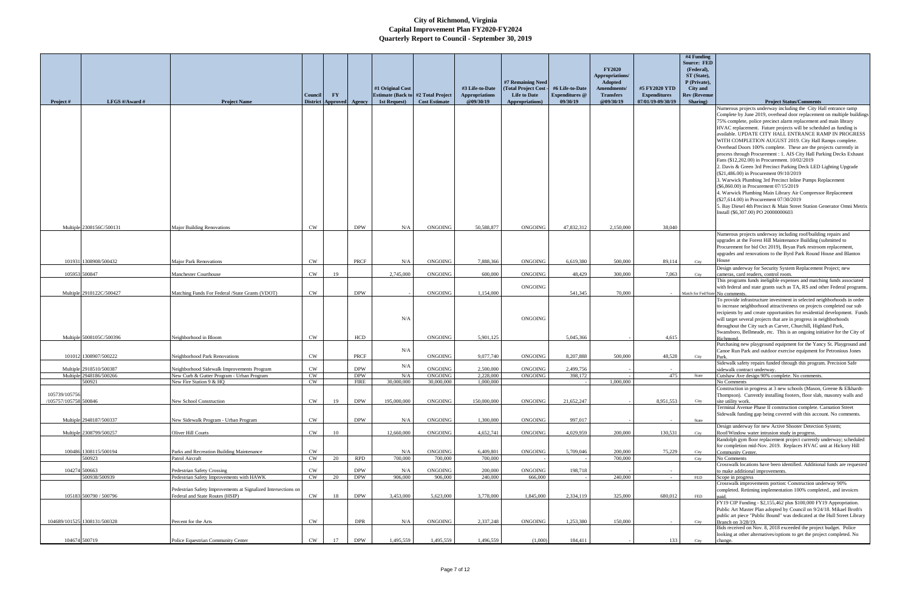# City of Richmond, Virginia
# Capital Improvement Plan FY2020-FY2024
# Quarterly Report to Council - September 30, 2019

| Project # | LFGS #/Award # | Project Name | Council District | FY Approved | Agency | #1 Original Cost Estimate (Back to 1st Request) | #2 Total Project Cost Estimate | #3 Life-to-Date Appropriations @09/30/19 | #7 Remaining Need (Total Project Cost - Life to Date Appropriations) | #6 Life-to-Date Expenditures @ 09/30/19 | FY2020 Appropriations/ Adopted Amendments/ Transfers @09/30/19 | #5 FY2020 YTD Expenditures 07/01/19-09/30/19 | #4 Funding Source: FED (Federal), ST (State), P (Private), City and Rev (Revenue Sharing) | Project Status/Comments |
|---|---|---|---|---|---|---|---|---|---|---|---|---|---|---|
| Multiple | 2308156C/500131 | Major Building Renovations | CW | | DPW | N/A | ONGOING | 50,588,877 | ONGOING | 47,832,312 | 2,150,000 | 38,040 | | Numerous projects underway including the City Hall entrance ramp Complete by June 2019, overhead door replacement on multiple buildings 75% complete, police precinct alarm replacement and main library HVAC replacement. Future projects will be scheduled as funding is available. UPDATE CITY HALL ENTRANCE RAMP IN PROGRESS WITH COMPLETION AUGUST 2019. City Hall Ramps complete. Overhead Doors 100% complete. These are the projects currently in process through Procurement : 1. AIS City Hall Parking Decks Exhaust Fans ($12,202.00) in Procurement. 10/02/2019 2. Davis & Green 3rd Precinct Parking Deck LED Lighting Upgrade ($21,486.00) in Procurement 09/10/2019 3. Warwick Plumbing 3rd Precinct Inline Pumps Replacement ($6,860.00) in Procurement 07/15/2019 4. Warwick Plumbing Main Library Air Compressor Replacement ($27,614.00) in Procurement 07/30/2019 5. Bay Diesel 4th Precinct & Main Street Station Generator Omni Metrix Install ($6,307.00) PO 20000000603 |
| 101931 | 1308908/500432 | Major Park Renovations | CW | | PRCF | N/A | ONGOING | 7,888,366 | ONGOING | 6,619,380 | 500,000 | 89,114 | City | Numerous projects underway including roof/building repairs and upgrades at the Forest Hill Maintenance Building (submitted to Procurement for bid Oct 2019), Bryan Park restroom replacement, upgrades and renovations to the Byrd Park Round House and Blanton House |
| 105953 | 500847 | Manchester Courthouse | CW | 19 | | 2,745,000 | ONGOING | 600,000 | ONGOING | 48,429 | 300,000 | 7,063 | City | Design underway for Security System Replacement Project; new cameras, card readers, control room. |
| Multiple | 2918122C/500427 | Matching Funds For Federal /State Grants (VDOT) | CW | | DPW | - | ONGOING | 1,154,000 | ONGOING | 541,345 | 70,000 | - | Match for Fed/State | This programs funds ineligible expenses and matching funds associated with federal and state grants such as TA, RS and other Federal programs. No comments. |
| Multiple | 5008105C/500396 | Neighborhood in Bloom | CW | | HCD | N/A | ONGOING | 5,901,125 | ONGOING | 5,045,366 | - | 4,615 | | To provide infrastructure investment in selected neighborhoods in order to increase neighborhood attractiveness on projects completed our sub recipients by and create opportunities for residential development. Funds will target several projects that are in progress in neighborhoods throughout the City such as Carver, Churchill, Highland Park, Swansboro, Bellmeade, etc. This is an ongoing initiative for the City of Richmond. |
| 101012 | 1308907/500222 | Neighborhood Park Renovations | CW | | PRCF | N/A | ONGOING | 9,077,740 | ONGOING | 8,207,888 | 500,000 | 48,528 | City | Purchasing new playground equipment for the Yancy St. Playground and Canoe Run Park and outdoor exercise equipment for Petronious Jones Park. |
| Multiple | 2918510/500387 | Neighborhood Sidewalk Improvements Program | CW | | DPW | N/A | ONGOING | 2,500,000 | ONGOING | 2,499,756 | - | - | | Sidewalk safety repairs funded through this program. Precision Safe sidewalk contract underway. |
| Multiple | 2948186/500266 | New Curb & Gutter Program - Urban Program | CW | | DPW | N/A | ONGOING | 2,228,000 | ONGOING | 398,172 | - | 475 | State | Cutshaw Ave design 90% complete. No comments. |
| | 500921 | New Fire Station 9 & HQ | CW | | FIRE | 30,000,000 | 30,000,000 | 1,000,000 | | - | 1,000,000 | | | No Comments |
| 105739/105756 /105757/105758 | 500846 | New School Construction | CW | 19 | DPW | 195,000,000 | ONGOING | 150,000,000 | ONGOING | 21,652,247 | - | 8,951,553 | City | Construction in progress at 3 new schools (Mason, Greene & Elkhardt-Thompson). Currently installing footers, floor slab, masonry walls and site utility work. |
| Multiple | 2948187/500337 | New Sidewalk Program - Urban Program | CW | | DPW | N/A | ONGOING | 1,300,000 | ONGOING | 997,017 | - | - | State | Terminal Avenue Phase II construction complete. Carnation Street Sidewalk funding gap being covered with this account. No comments. |
| Multiple | 2308799/500257 | Oliver Hill Courts | CW | 10 | | 12,660,000 | ONGOING | 4,652,741 | ONGOING | 4,029,959 | 200,000 | 130,531 | City | Design underway for new Active Shooter Detection System; Roof/Window water intrusion study in progress. |
| 100486 | 1308115/500194 | Parks and Recreation Building Maintenance | CW | | | N/A | ONGOING | 6,409,801 | ONGOING | 5,709,046 | 200,000 | 75,229 | City | Randolph gym floor replacement project currently underway; scheduled for completion mid-Nov. 2019. Replaces HVAC unit at Hickory Hill Community Center. |
| | 500923 | Patrol Aircraft | CW | 20 | RPD | 700,000 | 700,000 | 700,000 | - | - | 700,000 | | City | No Comments |
| 104274 | 500663 | Pedestrian Safety Crossing | CW | | DPW | N/A | ONGOING | 200,000 | ONGOING | 198,718 | - | - | | Crosswalk locations have been identified. Additional funds are requested to make additional improvements. |
| | 500938/500939 | Pedestrian Safety Improvements with HAWK | CW | 20 | DPW | 906,000 | 906,000 | 240,000 | 666,000 | - | 240,000 | - | FED | Scope in progress |
| 105183 | 500790 / 500796 | Pedestrian Safety Improvements at Signalized Intersections on Federal and State Routes (HSIP) | CW | 18 | DPW | 3,453,000 | 5,623,000 | 3,778,000 | 1,845,000 | 2,334,119 | 325,000 | 680,012 | FED | Crosswalk improvements portion: Construction underway 90% completed. Retiming implementation 100% completed., and invoices paid. |
| 104689/101525 | 1308131/500328 | Percent for the Arts | CW | | DPR | N/A | ONGOING | 2,337,248 | ONGOING | 1,253,380 | 150,000 | - | City | FY19 CIP Funding - $2,155,462 plus $100,000 FY19 Appropriation. Public Art Master Plan adopted by Council on 9/24/18. Mikael Broth's public art piece "Public Bound" was dedicated at the Hull Street Library Branch on 3/28/19. |
| 104674 | 500719 | Police Equestrian Community Center | CW | 17 | DPW | 1,495,559 | 1,495,559 | 1,496,559 | (1,000) | 184,411 | - | 133 | City | Bids received on Nov. 8, 2018 exceeded the project budget. Police looking at other alternatives/options to get the project completed. No change. |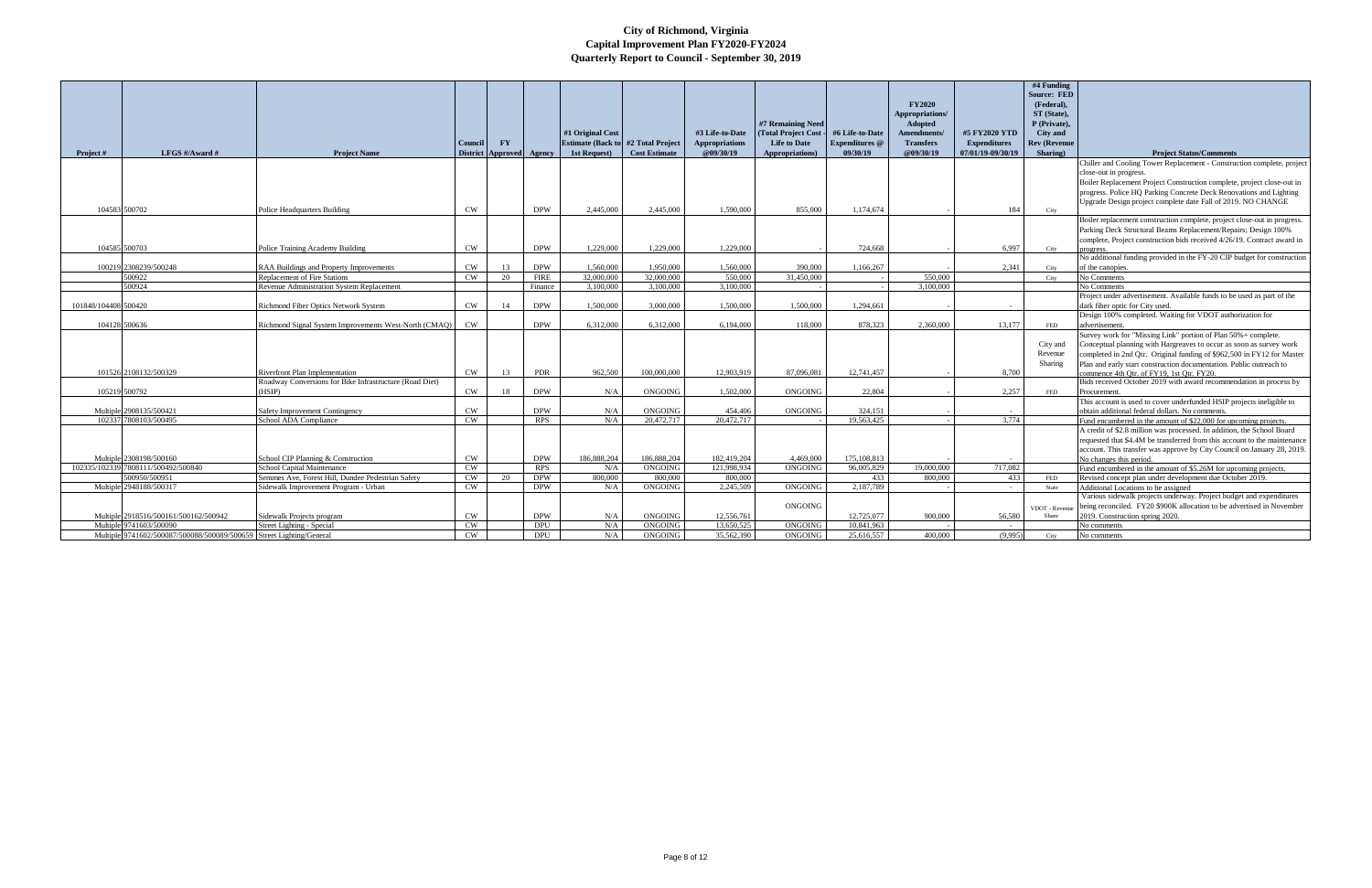# City of Richmond, Virginia
## Capital Improvement Plan FY2020-FY2024
## Quarterly Report to Council - September 30, 2019

| Project # | LFGS #/Award # | Project Name | Council District | FY Approved | Agency | #1 Original Cost Estimate (Back to 1st Request) | #2 Total Project Cost Estimate | #3 Life-to-Date Appropriations @09/30/19 | #7 Remaining Need (Total Project Cost - Life to Date Appropriations) | #6 Life-to-Date Expenditures @ 09/30/19 | FY2020 Appropriations/ Adopted Amendments/ Transfers @09/30/19 | #5 FY2020 YTD Expenditures 07/01/19-09/30/19 | #4 Funding Source: FED (Federal), ST (State), P (Private), City and Rev (Revenue Sharing) | Project Status/Comments |
|---|---|---|---|---|---|---|---|---|---|---|---|---|---|---|
| 104583 | 500702 | Police Headquarters Building | CW | | DPW | 2,445,000 | 2,445,000 | 1,590,000 | 855,000 | 1,174,674 | - | 184 | City | Chiller and Cooling Tower Replacement - Construction complete, project close-out in progress. Boiler Replacement Project Construction complete, project close-out in progress. Police HQ Parking Concrete Deck Renovations and Lighting Upgrade Design project complete date Fall of 2019. NO CHANGE |
| 104585 | 500703 | Police Training Academy Building | CW | | DPW | 1,229,000 | 1,229,000 | 1,229,000 | - | 724,668 | - | 6,997 | City | Boiler replacement construction complete, project close-out in progress. Parking Deck Structural Beams Replacement/Repairs; Design 100% complete, Project construction bids received 4/26/19. Contract award in progress. |
| 100219 | 2308239/500248 | RAA Buildings and Property Improvements | CW | 13 | DPW | 1,560,000 | 1,950,000 | 1,560,000 | 390,000 | 1,166,267 | - | 2,341 | City | No additional funding provided in the FY-20 CIP budget for construction of the canopies. |
| | 500922 | Replacement of Fire Stations | CW | 20 | FIRE | 32,000,000 | 32,000,000 | 550,000 | 31,450,000 | - | 550,000 | | City | No Comments |
| | 500924 | Revenue Administration System Replacement | | | Finance | 3,100,000 | 3,100,000 | 3,100,000 | - | - | 3,100,000 | | | No Comments |
| 101848/104408 | 500420 | Richmond Fiber Optics Network System | CW | 14 | DPW | 1,500,000 | 3,000,000 | 1,500,000 | 1,500,000 | 1,294,661 | - | - | | Project under advertisement. Available funds to be used as part of the dark fiber optic for City used. |
| 104128 | 500636 | Richmond Signal System Improvements West-North (CMAQ) | CW | | DPW | 6,312,000 | 6,312,000 | 6,194,000 | 118,000 | 878,323 | 2,360,000 | 13,177 | FED | Design 100% completed. Waiting for VDOT authorization for advertisement. |
| 101526 | 2108132/500329 | Riverfront Plan Implementation | CW | 13 | PDR | 962,500 | 100,000,000 | 12,903,919 | 87,096,081 | 12,741,457 | - | 8,700 | City and Revenue Sharing | Survey work for "Missing Link" portion of Plan 50%+ complete. Conceptual planning with Hargreaves to occur as soon as survey work completed in 2nd Qtr. Original funding of $962,500 in FY12 for Master Plan and early start construction documentation. Public outreach to commence 4th Qtr. of FY19, 1st Qtr. FY20. |
| 105219 | 500792 | Roadway Conversions for Bike Infrastructure (Road Diet) (HSIP) | CW | 18 | DPW | N/A | ONGOING | 1,502,000 | ONGOING | 22,804 | - | 2,257 | FED | Bids received October 2019 with award recommendation in process by Procurement. |
| Multiple | 2908135/500421 | Safety Improvement Contingency | CW | | DPW | N/A | ONGOING | 454,406 | ONGOING | 324,151 | - | - | | This account is used to cover underfunded HSIP projects ineligible to obtain additional federal dollars. No comments. |
| 102337 | 7808103/500495 | School ADA Compliance | CW | | RPS | N/A | 20,472,717 | 20,472,717 | - | 19,563,425 | - | 3,774 | | Fund encumbered in the amount of $22,000 for upcoming projects. |
| Multiple | 2308198/500160 | School CIP Planning & Construction | CW | | DPW | 186,888,204 | 186,888,204 | 182,419,204 | 4,469,000 | 175,108,813 | - | - | | A credit of $2.8 million was processed. In addition, the School Board requested that $4.4M be transferred from this account to the maintenance account. This transfer was approve by City Council on January 28, 2019. No changes this period. |
| 102335/102339 | 7808111/500492/500840 | School Capital Maintenance | CW | | RPS | N/A | ONGOING | 121,998,934 | ONGOING | 96,005,829 | 19,000,000 | 717,082 | | Fund encumbered in the amount of $5.26M for upcoming projects. |
| | 500950/500951 | Semmes Ave, Forest Hill, Dundee Pedestrian Safety | CW | 20 | DPW | 800,000 | 800,000 | 800,000 | | 433 | 800,000 | 433 | FED | Revised concept plan under development due October 2019. |
| Multiple | 2948188/500317 | Sidewalk Improvement Program - Urban | CW | | DPW | N/A | ONGOING | 2,245,509 | ONGOING | 2,187,789 | - | - | State | Additional Locations to be assigned |
| Multiple | 2918516/500161/500162/500942 | Sidewalk Projects program | CW | | DPW | N/A | ONGOING | 12,550,761 | ONGOING | 12,725,077 | 900,000 | 56,580 | VDOT - Revenue Share | Various sidewalk projects underway. Project budget and expenditures being reconciled. FY20 $900K allocation to be advertised in November 2019. Construction spring 2020. |
| Multiple | 9741603/500090 | Street Lighting - Special | CW | | DPU | N/A | ONGOING | 13,650,525 | ONGOING | 10,841,963 | - | - | | No comments |
| Multiple | 9741602/500087/500088/500089/500659 | Street Lighting/General | CW | | DPU | N/A | ONGOING | 35,562,390 | ONGOING | 25,616,557 | 400,000 | (9,995) | City | No comments |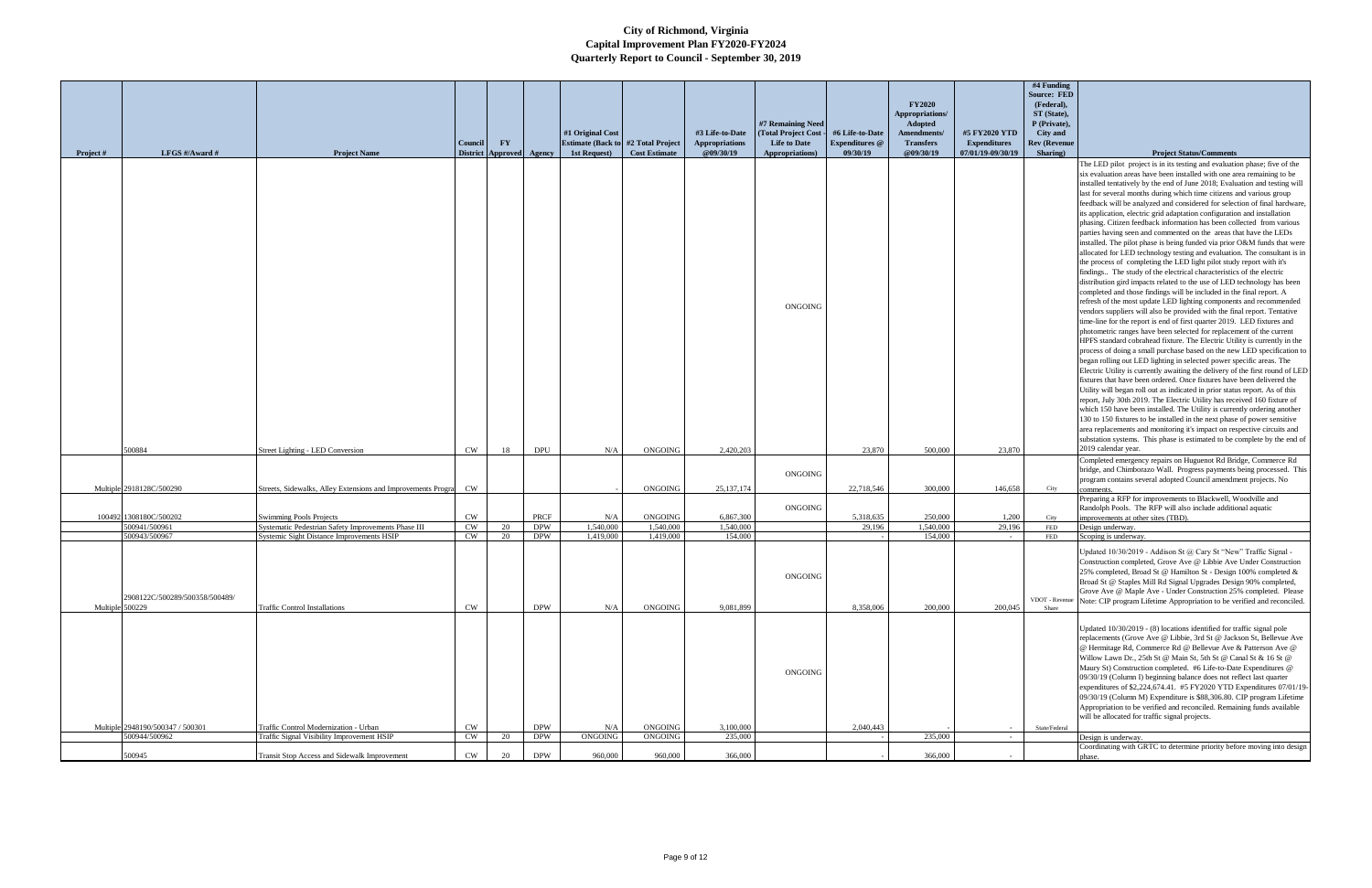# City of Richmond, Virginia
## Capital Improvement Plan FY2020-FY2024
## Quarterly Report to Council - September 30, 2019

| Project # | LFGS #/Award # | Project Name | Council District | FY Approved | Agency | #1 Original Cost Estimate (Back to 1st Request) | #2 Total Project Cost Estimate | #3 Life-to-Date Appropriations @09/30/19 | #7 Remaining Need (Total Project Cost - Life to Date Appropriations) | #6 Life-to-Date Expenditures @ 09/30/19 | FY2020 Appropriations/ Adopted Amendments/ Transfers @09/30/19 | #5 FY2020 YTD Expenditures 07/01/19-09/30/19 | #4 Funding Source: FED (Federal), ST (State), P (Private), City and Rev (Revenue Sharing) | Project Status/Comments |
|---|---|---|---|---|---|---|---|---|---|---|---|---|---|---|
| | 500884 | Street Lighting - LED Conversion | CW | 18 | DPU | N/A | ONGOING | 2,420,203 | ONGOING | 23,870 | 500,000 | 23,870 | | The LED pilot project is in its testing and evaluation phase; five of the six evaluation areas have been installed with one area remaining to be installed tentatively by the end of June 2018; Evaluation and testing will last for several months during which time citizens and various group feedback will be analyzed and considered for selection of final hardware, its application, electric grid adaptation configuration and installation phasing. Citizen feedback information has been collected from various parties having seen and commented on the areas that have the LEDs installed. The pilot phase is being funded via prior O&M funds that were allocated for LED technology testing and evaluation. The consultant is in the process of completing the LED light pilot study report with it's findings.. The study of the electrical characteristics of the electric distribution gird impacts related to the use of LED technology has been completed and those findings will be included in the final report. A refresh of the most update LED lighting components and recommended vendors suppliers will also be provided with the final report. Tentative time-line for the report is end of first quarter 2019. LED fixtures and photometric ranges have been selected for replacement of the current HPFS standard cobrahead fixture. The Electric Utility is currently in the process of doing a small purchase based on the new LED specification to began rolling out LED lighting in selected power specific areas. The Electric Utility is currently awaiting the delivery of the first round of LED fixtures that have been ordered. Once fixtures have been delivered the Utility will began roll out as indicated in prior status report. As of this report, July 30th 2019. The Electric Utility has received 160 fixture of which 150 have been installed. The Utility is currently ordering another 130 to 150 fixtures to be installed in the next phase of power sensitive area replacements and monitoring it's impact on respective circuits and substation systems. This phase is estimated to be complete by the end of 2019 calendar year. |
| Multiple | 2918128C/500290 | Streets, Sidewalks, Alley Extensions and Improvements Progra | CW | | | - | ONGOING | 25,137,174 | ONGOING | 22,718,546 | 300,000 | 146,658 | City | Completed emergency repairs on Huguenot Rd Bridge, Commerce Rd bridge, and Chimborazo Wall. Progress payments being processed. This program contains several adopted Council amendment projects. No comments. |
| 100492 | 1308180C/500202 | Swimming Pools Projects | CW | | PRCF | N/A | ONGOING | 6,867,300 | ONGOING | 5,318,635 | 250,000 | 1,200 | City | Preparing a RFP for improvements to Blackwell, Woodville and Randolph Pools. The RFP will also include additional aquatic improvements at other sites (TBD). |
| | 500941/500961 | Systematic Pedestrian Safety Improvements Phase III | CW | 20 | DPW | 1,540,000 | 1,540,000 | 1,540,000 | | 29,196 | 1,540,000 | 29,196 | FED | Design underway. |
| | 500943/500967 | Systemic Sight Distance Improvements HSIP | CW | 20 | DPW | 1,419,000 | 1,419,000 | 154,000 | | - | 154,000 | - | FED | Scoping is underway. |
| Multiple | 2908122C/500289/500358/500489/ 500229 | Traffic Control Installations | CW | | DPW | N/A | ONGOING | 9,081,899 | ONGOING | 8,358,006 | 200,000 | 200,045 | VDOT - Revenue Share | Updated 10/30/2019 - Addison St @ Cary St "New" Traffic Signal - Construction completed, Grove Ave @ Libbie Ave Under Construction 25% completed, Broad St @ Hamilton St - Design 100% completed & Broad St @ Staples Mill Rd Signal Upgrades Design 90% completed, Grove Ave @ Maple Ave - Under Construction 25% completed. Please Note: CIP program Lifetime Appropriation to be verified and reconciled. |
| Multiple | 2948190/500347 / 500301 | Traffic Control Modernization - Urban | CW | | DPW | N/A | ONGOING | 3,100,000 | ONGOING | 2,040,443 | - | - | State/Federal | Updated 10/30/2019 - (8) locations identified for traffic signal pole replacements (Grove Ave @ Libbie, 3rd St @ Jackson St, Bellevue Ave @ Hermitage Rd, Commerce Rd @ Bellevue Ave & Patterson Ave @ Willow Lawn Dr., 25th St @ Main St, 5th St @ Canal St & 16 St @ Maury St) Construction completed. #6 Life-to-Date Expenditures @ 09/30/19 (Column I) beginning balance does not reflect last quarter expenditures of $2,224,674.41. #5 FY2020 YTD Expenditures 07/01/19-09/30/19 (Column M) Expenditure is $88,306.80. CIP program Lifetime Appropriation to be verified and reconciled. Remaining funds available will be allocated for traffic signal projects. |
| | 500944/500962 | Traffic Signal Visibility Improvement HSIP | CW | 20 | DPW | ONGOING | ONGOING | 235,000 | | - | 235,000 | - | | Design is underway. |
| | 500945 | Transit Stop Access and Sidewalk Improvement | CW | 20 | DPW | 960,000 | 960,000 | 366,000 | | - | 366,000 | - | | Coordinating with GRTC to determine priority before moving into design phase. |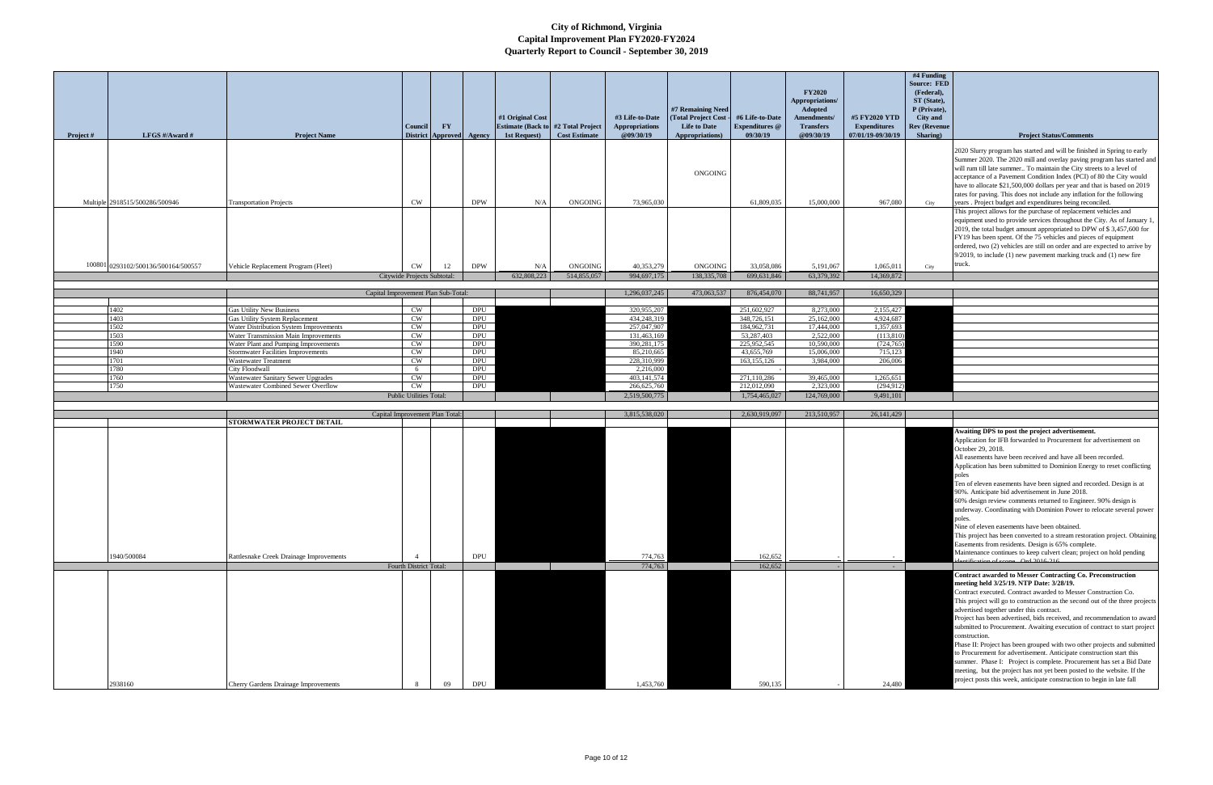# City of Richmond, Virginia
## Capital Improvement Plan FY2020-FY2024
## Quarterly Report to Council - September 30, 2019

| Project # | LFGS #/Award # | Project Name | Council District | FY Approved | Agency | #1 Original Cost Estimate (Back to 1st Request) | #2 Total Project Cost Estimate | #3 Life-to-Date Appropriations @09/30/19 | #7 Remaining Need (Total Project Cost - Life to Date Appropriations) | #6 Life-to-Date Expenditures @ 09/30/19 | FY2020 Appropriations/ Adopted Amendments/ Transfers @09/30/19 | #5 FY2020 YTD Expenditures 07/01/19-09/30/19 | #4 Funding Source: FED (Federal), ST (State), P (Private), City and Rev (Revenue Sharing) | Project Status/Comments |
|---|---|---|---|---|---|---|---|---|---|---|---|---|---|---|
| Multiple | 2918515/500286/500946 | Transportation Projects | CW | | DPW | N/A | ONGOING | 73,965,030 | ONGOING | 61,809,035 | 15,000,000 | 967,080 | City | 2020 Slurry program has started and will be finished in Spring to early Summer 2020. The 2020 mill and overlay paving program has started and will run till late summer.. To maintain the City streets to a level of acceptance of a Pavement Condition Index (PCI) of 80 the City would have to allocate $21,500,000 dollars per year and that is based on 2019 rates for paving. This does not include any inflation for the following years . Project budget and expenditures being reconciled. |
| 100801 | 0293102/500136/500164/500557 | Vehicle Replacement Program (Fleet) | CW | 12 | DPW | N/A | ONGOING | 40,353,279 | ONGOING | 33,058,086 | 5,191,067 | 1,065,011 | City | This project allows for the purchase of replacement vehicles and equipment used to provide services throughout the City. As of January 1, 2019, the total budget amount appropriated to DPW of $ 3,457,600 for FY19 has been spent. Of the 75 vehicles and pieces of equipment ordered, two (2) vehicles are still on order and are expected to arrive by 9/2019, to include (1) new pavement marking truck and (1) new fire truck. |
| | | Citywide Projects Subtotal: | | | | 632,808,223 | 514,855,057 | 994,697,175 | 138,335,708 | 699,631,846 | 63,379,392 | 14,369,872 | | |
| | | Capital Improvement Plan Sub-Total: | | | | | | 1,296,037,245 | 473,063,537 | 876,454,070 | 88,741,957 | 16,650,329 | | |
| | 1402 | Gas Utility New Business | CW | | DPU | | | 320,955,207 | | 251,602,927 | 8,273,000 | 2,155,427 | | |
| | 1403 | Gas Utility System Replacement | CW | | DPU | | | 434,248,319 | | 348,726,151 | 25,162,000 | 4,924,687 | | |
| | 1502 | Water Distribution System Improvements | CW | | DPU | | | 257,047,907 | | 184,962,731 | 17,444,000 | 1,357,693 | | |
| | 1503 | Water Transmission Main Improvements | CW | | DPU | | | 131,463,169 | | 53,287,403 | 2,522,000 | (113,810) | | |
| | 1590 | Water Plant and Pumping Improvements | CW | | DPU | | | 390,281,175 | | 225,952,545 | 10,590,000 | (724,765) | | |
| | 1940 | Stormwater Facilities Improvements | CW | | DPU | | | 85,210,665 | | 43,655,769 | 15,006,000 | 715,123 | | |
| | 1701 | Wastewater Treatment | CW | | DPU | | | 228,310,999 | | 163,155,126 | 3,984,000 | 206,006 | | |
| | 1780 | City Floodwall | 6 | | DPU | | | 2,216,000 | | - | | | | |
| | 1760 | Wastewater Sanitary Sewer Upgrades | CW | | DPU | | | 403,141,574 | | 271,110,286 | 39,465,000 | 1,265,651 | | |
| | 1750 | Wastewater Combined Sewer Overflow | CW | | DPU | | | 266,625,760 | | 212,012,090 | 2,323,000 | (294,912) | | |
| | | Public Utilities Total: | | | | | | 2,519,500,775 | | 1,754,465,027 | 124,769,000 | 9,491,101 | | |
| | | Capital Improvement Plan Total: | | | | | | 3,815,538,020 | | 2,630,919,097 | 213,510,957 | 26,141,429 | | |
| | | **STORMWATER PROJECT DETAIL** | | | | | | | | | | | | |
| | 1940/500084 | Rattlesnake Creek Drainage Improvements | 4 | | DPU | | | 774,763 | | 162,652 | - | - | | **Awaiting DPS to post the project advertisement.** Application for IFB forwarded to Procurement for advertisement on October 29, 2018. All easements have been received and have all been recorded. Application has been submitted to Dominion Energy to reset conflicting poles Ten of eleven easements have been signed and recorded. Design is at 90%. Anticipate bid advertisement in June 2018. 60% design review comments returned to Engineer. 90% design is underway. Coordinating with Dominion Power to relocate several power poles. Nine of eleven easements have been obtained. This project has been converted to a stream restoration project. Obtaining Easements from residents. Design is 65% complete. Maintenance continues to keep culvert clean; project on hold pending identification of scope. Oct 2016-216 |
| | | Fourth District Total: | | | | | | 774,763 | | 162,652 | - | - | | |
| | 2938160 | Cherry Gardens Drainage Improvements | 8 | 09 | DPU | | | 1,453,760 | | 590,135 | - | 24,480 | | **Contract awarded to Messer Contracting Co. Preconstruction meeting held 3/25/19. NTP Date: 3/28/19.** Contract executed. Contract awarded to Messer Construction Co. This project will go to construction as the second out of the three projects advertised together under this contract. Project has been advertised, bids received, and recommendation to award submitted to Procurement. Awaiting execution of contract to start project construction. Phase II: Project has been grouped with two other projects and submitted to Procurement for advertisement. Anticipate construction start this summer. Phase I: Project is complete. Procurement has set a Bid Date meeting, but the project has not yet been posted to the website. If the project posts this week, anticipate construction to begin in late fall |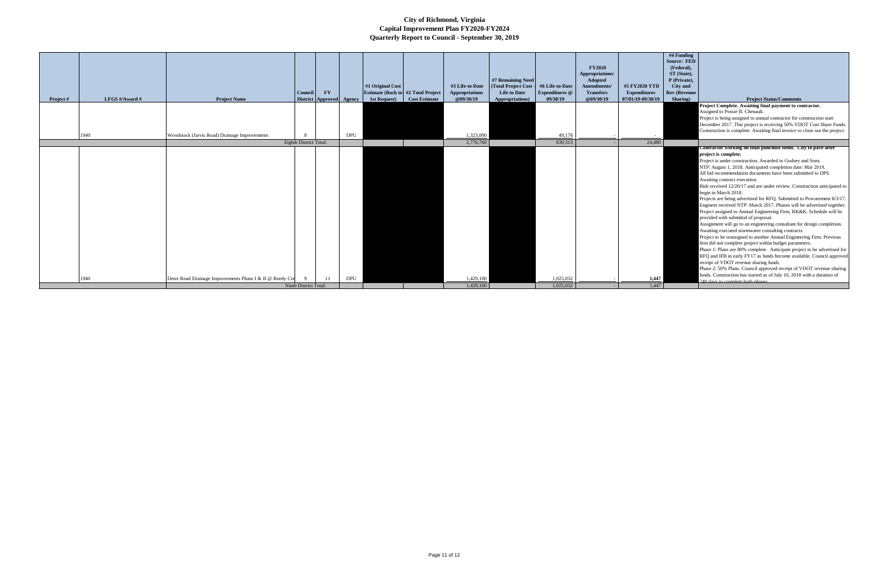# City of Richmond, Virginia
## Capital Improvement Plan FY2020-FY2024
### Quarterly Report to Council - September 30, 2019

| Project # | LFGS #/Award # | Project Name | Council District | FY Approved | Agency | #1 Original Cost Estimate (Back to 1st Request) | #2 Total Project Cost Estimate | #3 Life-to-Date Appropriations @09/30/19 | #7 Remaining Need (Total Project Cost - Life to Date Appropriations) | #6 Life-to-Date Expenditures @ 09/30/19 | FY2020 Appropriations/ Adopted Amendments/ Transfers @09/30/19 | #5 FY2020 YTD Expenditures 07/01/19-09/30/19 | #4 Funding Source: FED (Federal), ST (State), P (Private), City and Rev (Revenue Sharing) | Project Status/Comments |
|---|---|---|---|---|---|---|---|---|---|---|---|---|---|---|
| | 1940 | Woodstock (Jarvis Road) Drainage Improvements | 8 | | DPU | | | 1,323,000 | | 49,178 | - | - | | **Project Complete. Awaiting final payment to contractor.** Assigned to Possie B. Chenault. Project is being assigned to annual contractor for construction start December 2017. This project is receiving 50% VDOT Cost Share Funds. Construction is complete. Awaiting final invoice to close out the project. |
| | | Eighth District Total: | | | | | | 2,776,760 | | 639,313 | - | 24,480 | | |
| | 1940 | Deter Road Drainage Improvements Phase I & II @ Reedy Cre | 9 | 11 | DPU | | | 1,429,100 | | 1,025,032 | - | 1,447 | | **Contractor working on final punchlist items. City to pave after project is complete.** Project is under construction. Awarded to Godsey and Sons. NTP: August 1, 2018. Anticipated completion date: Mar 2019. All bid recommendation documents have been submitted to DPS. Awaiting contract execution. Bids received 12/20/17 and are under review. Construction anticipated to begin in March 2018. Projects are being advertised for RFQ. Submitted to Procurement 8/3/17. Engineer received NTP: March 2017. Phases will be advertised together. Project assigned to Annual Engineering Firm, RK&K. Schedule will be provided with submittal of proposal. Assignment will go to an engineering consultant for design completion. Awaiting executed stormwater consulting contracts. Project to be reassigned to another Annual Engineering Firm. Previous firm did not complete project within budget parameters. Phase 1: Plans are 80% complete. Anticipate project to be advertised for RFQ and IFB in early FY17 as funds become available. Council approved receipt of VDOT revenue sharing funds. Phase 2: 50% Plans. Council approved receipt of VDOT revenue sharing funds. Construction has started as of July 10, 2018 with a duration of 240 days to complete both phases. |
| | | Ninth District Total: | | | | | | 1,429,100 | | 1,025,032 | - | 1,447 | | |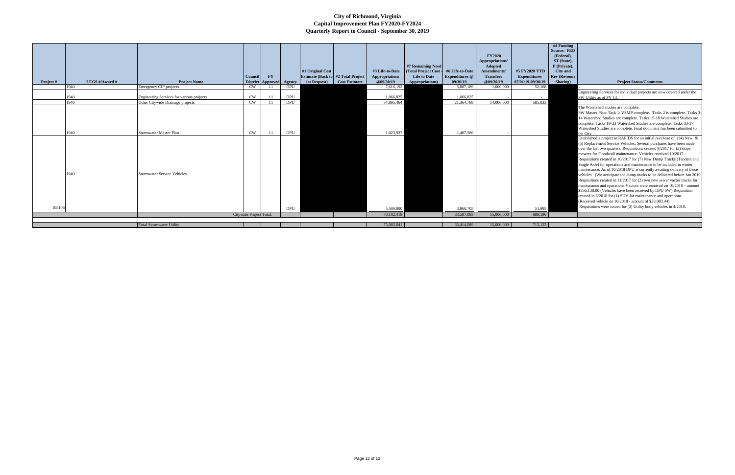# City of Richmond, Virginia
## Capital Improvement Plan FY2020-FY2024
## Quarterly Report to Council - September 30, 2019

| Project # | LFGS #/Award # | Project Name | Council District | FY Approved | Agency | #1 Original Cost Estimate (Back to 1st Request) | #2 Total Project Cost Estimate | #3 Life-to-Date Appropriations @09/30/19 | #7 Remaining Need (Total Project Cost - Life to Date Appropriations) | #6 Life-to-Date Expenditures @ 09/30/19 | FY2020 Appropriations/ Adopted Amendments/ Transfers @09/30/19 | #5 FY2020 YTD Expenditures 07/01/19-09/30/19 | #4 Funding Source: FED (Federal), ST (State), P (Private), City and Rev (Revenue Sharing) | Project Status/Comments |
|---|---|---|---|---|---|---|---|---|---|---|---|---|---|---|
| | 1940 | Emergency CIP projects | CW | 11 | DPU | | | 7,616,192 | | 5,887,189 | 1,000,000 | 52,168 | | - |
| | 1940 | Engineering Services for various projects | CW | 11 | DPU | | | 1,066,825 | | 1,066,825 | - | - | | Engineering Services for individual projects are now covered under the SW Utility as of FY 13. |
| | 1940 | Other Citywide Drainage projects | CW | 11 | DPU | | | 54,895,464 | | 21,364,788 | 14,006,000 | 585,033 | | - |
| | 1940 | Stormwater Master Plan | CW | 11 | DPU | | | 1,023,937 | | 1,407,586 | - | | | The Watershed studies are complete. SW Master Plan: Task 1: VSMP complete. Tasks 2 is complete. Tasks 3-14 Watershed Studies are complete. Tasks 15-18 Watershed Studies are complete. Tasks 19-23 Watershed Studies are complete. Tasks 33-37 Watershed Studies are complete. Final document has been submitted to the City. |
| 105106 | 1940 | Stormwater Service Vehicles | | | DPU | | | 5,500,000 | | 3,860,705 | - | 51,995 | | Established a project in RAPIDS for an initial purchase of (14) New & (5) Replacement Service Vehicles: Several purchases have been made over the last two quarters. Requisitions created 9/2017 for (2) slope mowers for Floodwall maintenance. Vehicles received 10/2017 - Requisitions created in 10/2017 for (7) New Dump Trucks (Tandem and Single Axle) for operations and maintenance to be included in winter maintenance, As of 10/2018 DPU is currently awaiting delivery of these vehicles. (We anticipate the dump trucks to be delivered before Jan 2019 Requisitions created in 11/2017 for (2) two new sewer vactor trucks for maintenance and operations.Vactors were received on 10/2018 – amount $856,138.00 (Vehicles have been received by DPU SW).Requisition created in 6/2018 for (1) SUV for maintenance and operations (Received vehicle on 10/2018 - amount of $28,083.44) Requisitions were issued for (3) Utility body vehicles in 4/2018. |
| | | Citywide Project Total: | | | | | | 70,102,418 | | 33,587,093 | 15,006,000 | 689,196 | | |
| | | Total Stormwater Utility | | | | | | 75,083,041 | | 35,414,089 | 15,006,000 | 715,123 | | |